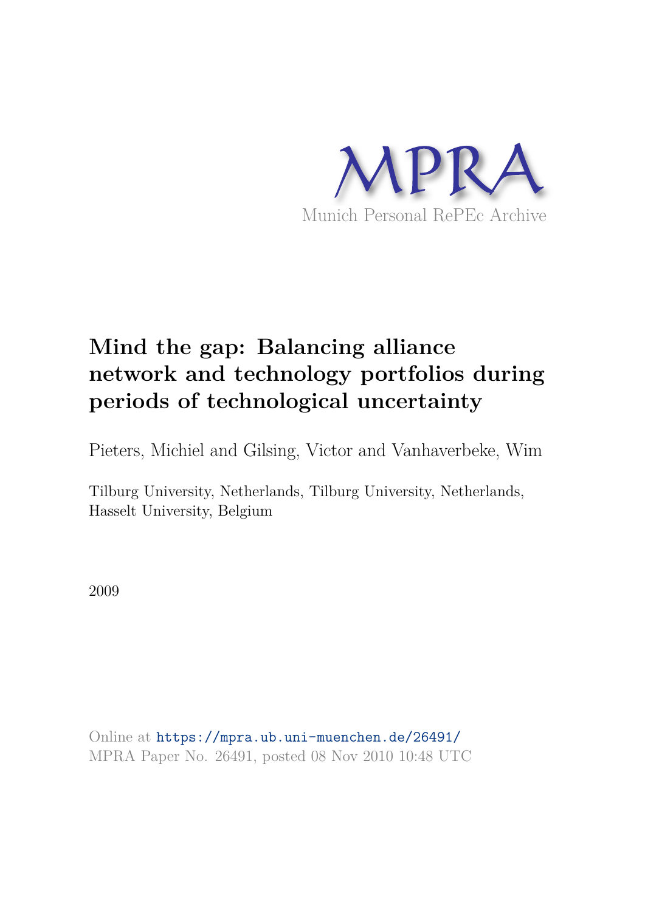MPRA

Munich Personal RePEc Archive

# Mind the gap: Balancing alliance network and technology portfolios during periods of technological uncertainty

Pieters, Michiel and Gilsing, Victor and Vanhaverbeke, Wim

Tilburg University, Netherlands, Tilburg University, Netherlands, Hasselt University, Belgium

2009

Online at https://mpra.ub.uni-muenchen.de/26491/
MPRA Paper No. 26491, posted 08 Nov 2010 10:48 UTC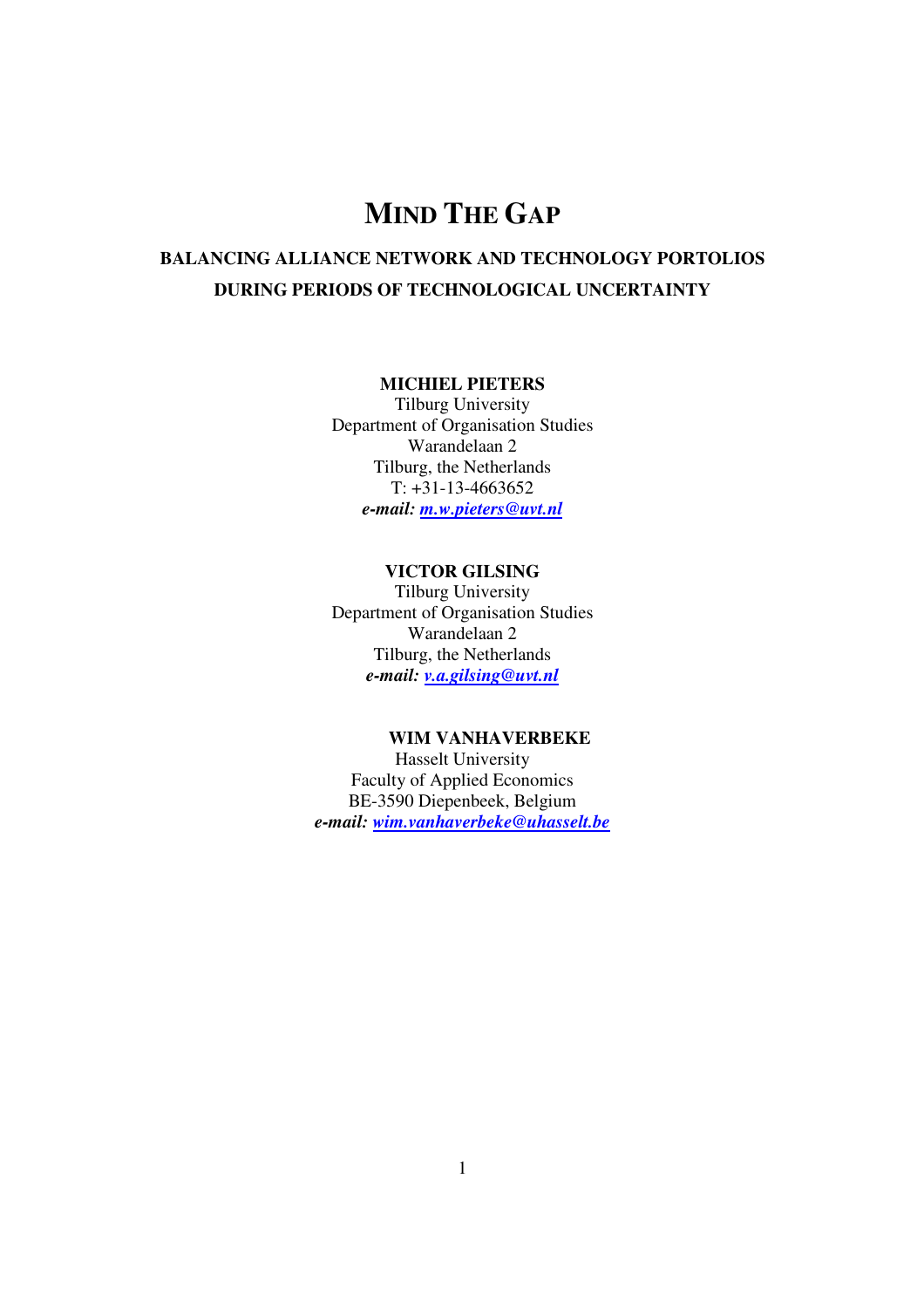# MIND THE GAP

## BALANCING ALLIANCE NETWORK AND TECHNOLOGY PORTOLIOS DURING PERIODS OF TECHNOLOGICAL UNCERTAINTY

**MICHIEL PIETERS**
Tilburg University
Department of Organisation Studies
Warandelaan 2
Tilburg, the Netherlands
T: +31-13-4663652
***e-mail: m.w.pieters@uvt.nl***

**VICTOR GILSING**
Tilburg University
Department of Organisation Studies
Warandelaan 2
Tilburg, the Netherlands
***e-mail: v.a.gilsing@uvt.nl***

**WIM VANHAVERBEKE**
Hasselt University
Faculty of Applied Economics
BE-3590 Diepenbeek, Belgium
***e-mail: wim.vanhaverbeke@uhasselt.be***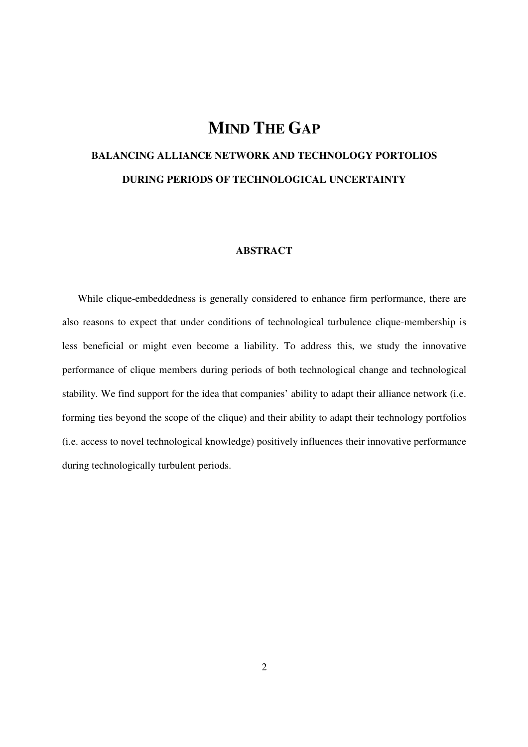# MIND THE GAP

## BALANCING ALLIANCE NETWORK AND TECHNOLOGY PORTOLIOS DURING PERIODS OF TECHNOLOGICAL UNCERTAINTY

### ABSTRACT

While clique-embeddedness is generally considered to enhance firm performance, there are also reasons to expect that under conditions of technological turbulence clique-membership is less beneficial or might even become a liability. To address this, we study the innovative performance of clique members during periods of both technological change and technological stability. We find support for the idea that companies' ability to adapt their alliance network (i.e. forming ties beyond the scope of the clique) and their ability to adapt their technology portfolios (i.e. access to novel technological knowledge) positively influences their innovative performance during technologically turbulent periods.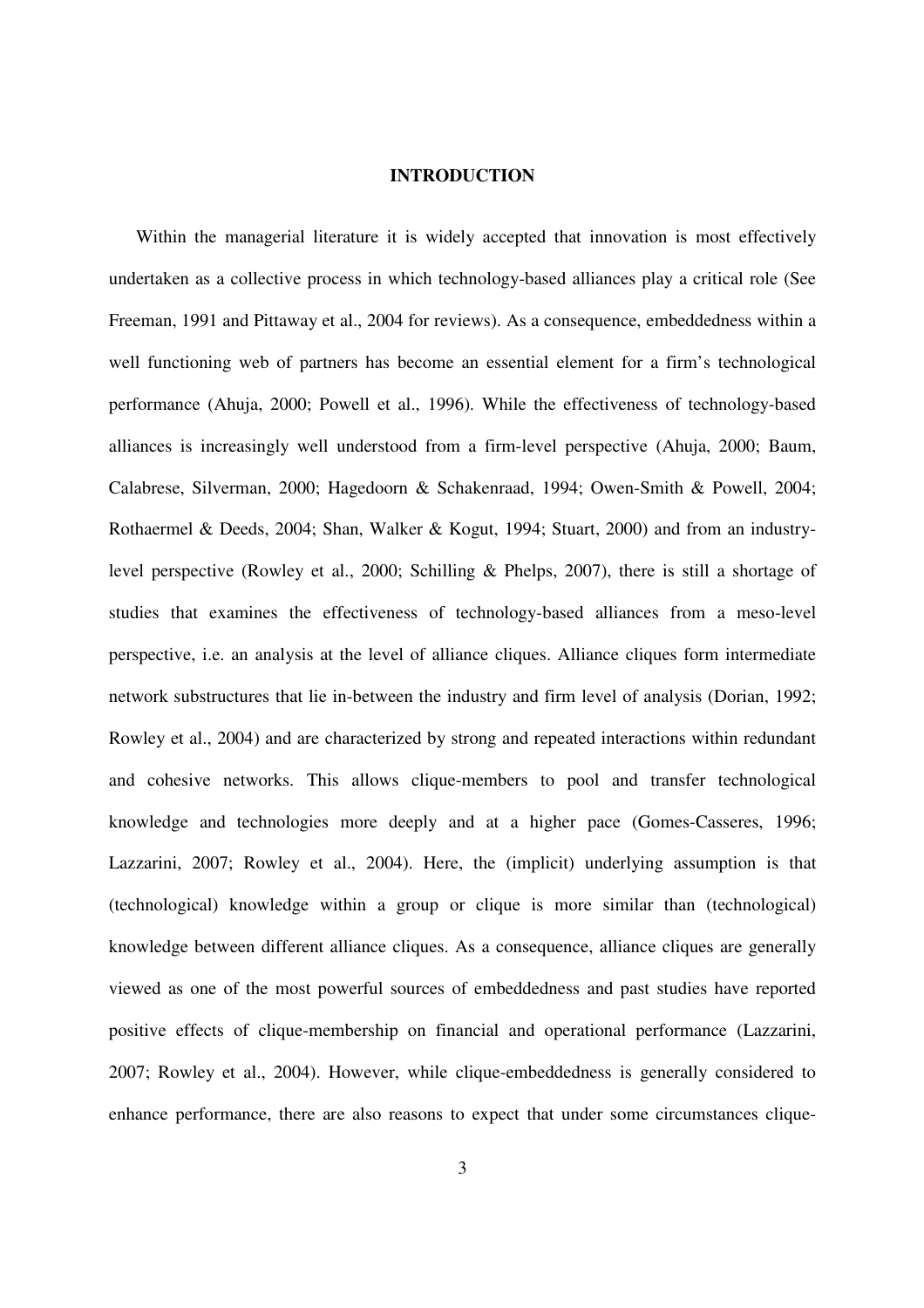# INTRODUCTION

Within the managerial literature it is widely accepted that innovation is most effectively undertaken as a collective process in which technology-based alliances play a critical role (See Freeman, 1991 and Pittaway et al., 2004 for reviews). As a consequence, embeddedness within a well functioning web of partners has become an essential element for a firm's technological performance (Ahuja, 2000; Powell et al., 1996). While the effectiveness of technology-based alliances is increasingly well understood from a firm-level perspective (Ahuja, 2000; Baum, Calabrese, Silverman, 2000; Hagedoorn & Schakenraad, 1994; Owen-Smith & Powell, 2004; Rothaermel & Deeds, 2004; Shan, Walker & Kogut, 1994; Stuart, 2000) and from an industry-level perspective (Rowley et al., 2000; Schilling & Phelps, 2007), there is still a shortage of studies that examines the effectiveness of technology-based alliances from a meso-level perspective, i.e. an analysis at the level of alliance cliques. Alliance cliques form intermediate network substructures that lie in-between the industry and firm level of analysis (Dorian, 1992; Rowley et al., 2004) and are characterized by strong and repeated interactions within redundant and cohesive networks. This allows clique-members to pool and transfer technological knowledge and technologies more deeply and at a higher pace (Gomes-Casseres, 1996; Lazzarini, 2007; Rowley et al., 2004). Here, the (implicit) underlying assumption is that (technological) knowledge within a group or clique is more similar than (technological) knowledge between different alliance cliques. As a consequence, alliance cliques are generally viewed as one of the most powerful sources of embeddedness and past studies have reported positive effects of clique-membership on financial and operational performance (Lazzarini, 2007; Rowley et al., 2004). However, while clique-embeddedness is generally considered to enhance performance, there are also reasons to expect that under some circumstances clique-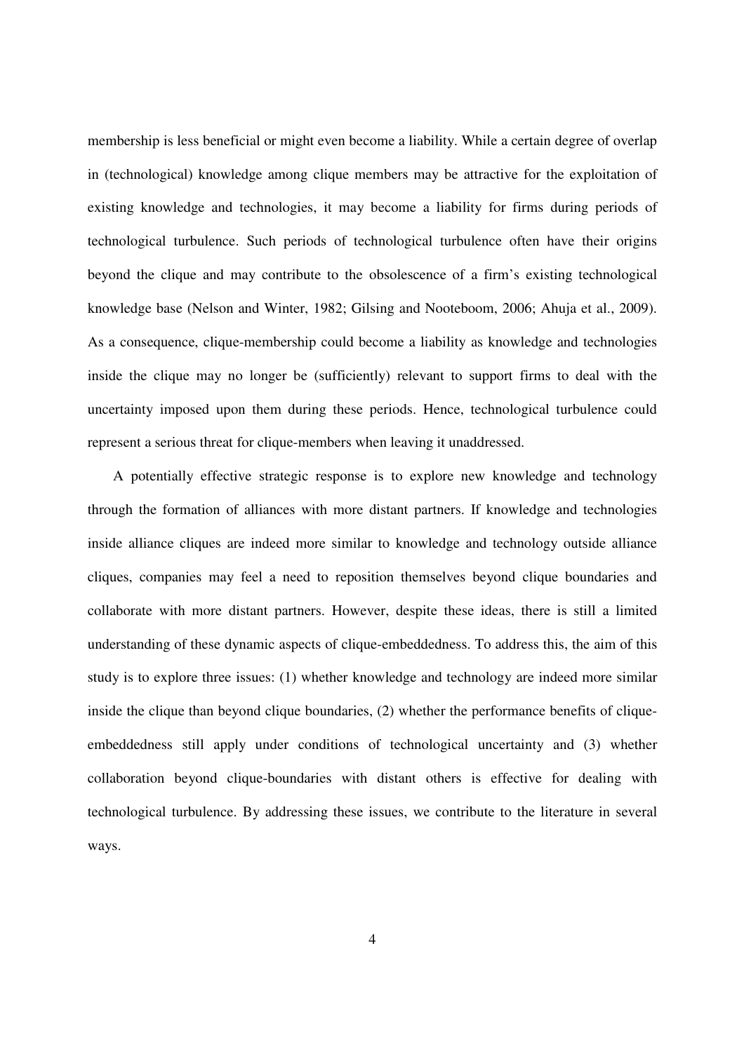membership is less beneficial or might even become a liability. While a certain degree of overlap in (technological) knowledge among clique members may be attractive for the exploitation of existing knowledge and technologies, it may become a liability for firms during periods of technological turbulence. Such periods of technological turbulence often have their origins beyond the clique and may contribute to the obsolescence of a firm's existing technological knowledge base (Nelson and Winter, 1982; Gilsing and Nooteboom, 2006; Ahuja et al., 2009). As a consequence, clique-membership could become a liability as knowledge and technologies inside the clique may no longer be (sufficiently) relevant to support firms to deal with the uncertainty imposed upon them during these periods. Hence, technological turbulence could represent a serious threat for clique-members when leaving it unaddressed.

A potentially effective strategic response is to explore new knowledge and technology through the formation of alliances with more distant partners. If knowledge and technologies inside alliance cliques are indeed more similar to knowledge and technology outside alliance cliques, companies may feel a need to reposition themselves beyond clique boundaries and collaborate with more distant partners. However, despite these ideas, there is still a limited understanding of these dynamic aspects of clique-embeddedness. To address this, the aim of this study is to explore three issues: (1) whether knowledge and technology are indeed more similar inside the clique than beyond clique boundaries, (2) whether the performance benefits of clique-embeddedness still apply under conditions of technological uncertainty and (3) whether collaboration beyond clique-boundaries with distant others is effective for dealing with technological turbulence. By addressing these issues, we contribute to the literature in several ways.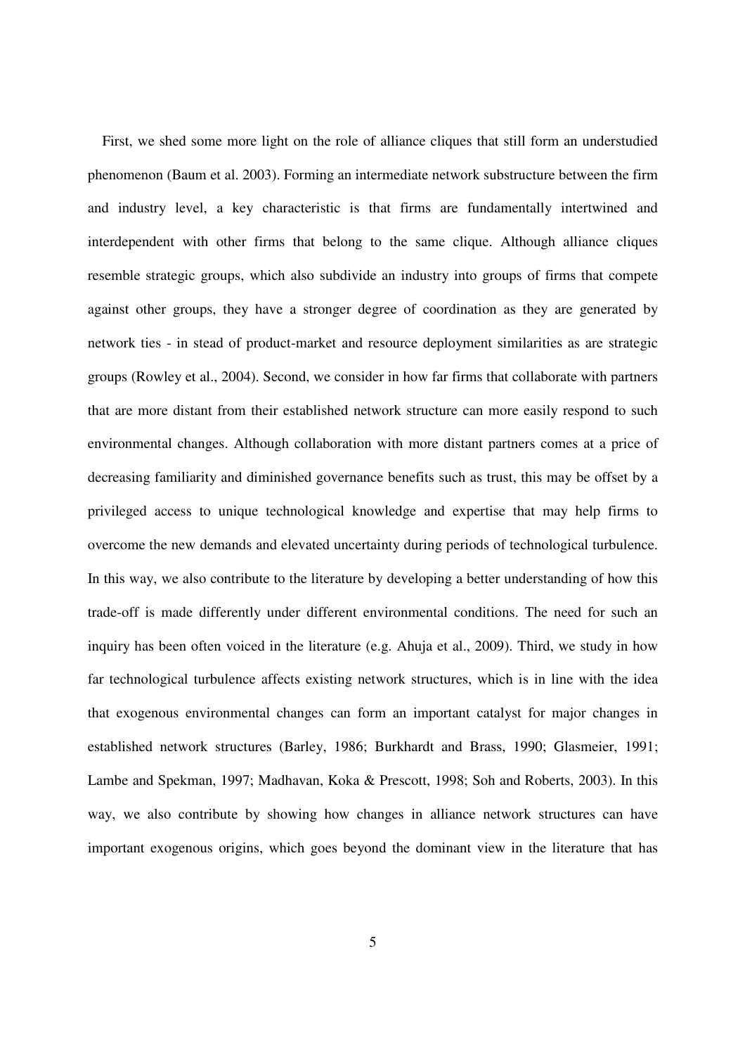First, we shed some more light on the role of alliance cliques that still form an understudied phenomenon (Baum et al. 2003). Forming an intermediate network substructure between the firm and industry level, a key characteristic is that firms are fundamentally intertwined and interdependent with other firms that belong to the same clique. Although alliance cliques resemble strategic groups, which also subdivide an industry into groups of firms that compete against other groups, they have a stronger degree of coordination as they are generated by network ties - in stead of product-market and resource deployment similarities as are strategic groups (Rowley et al., 2004). Second, we consider in how far firms that collaborate with partners that are more distant from their established network structure can more easily respond to such environmental changes. Although collaboration with more distant partners comes at a price of decreasing familiarity and diminished governance benefits such as trust, this may be offset by a privileged access to unique technological knowledge and expertise that may help firms to overcome the new demands and elevated uncertainty during periods of technological turbulence. In this way, we also contribute to the literature by developing a better understanding of how this trade-off is made differently under different environmental conditions. The need for such an inquiry has been often voiced in the literature (e.g. Ahuja et al., 2009). Third, we study in how far technological turbulence affects existing network structures, which is in line with the idea that exogenous environmental changes can form an important catalyst for major changes in established network structures (Barley, 1986; Burkhardt and Brass, 1990; Glasmeier, 1991; Lambe and Spekman, 1997; Madhavan, Koka & Prescott, 1998; Soh and Roberts, 2003). In this way, we also contribute by showing how changes in alliance network structures can have important exogenous origins, which goes beyond the dominant view in the literature that has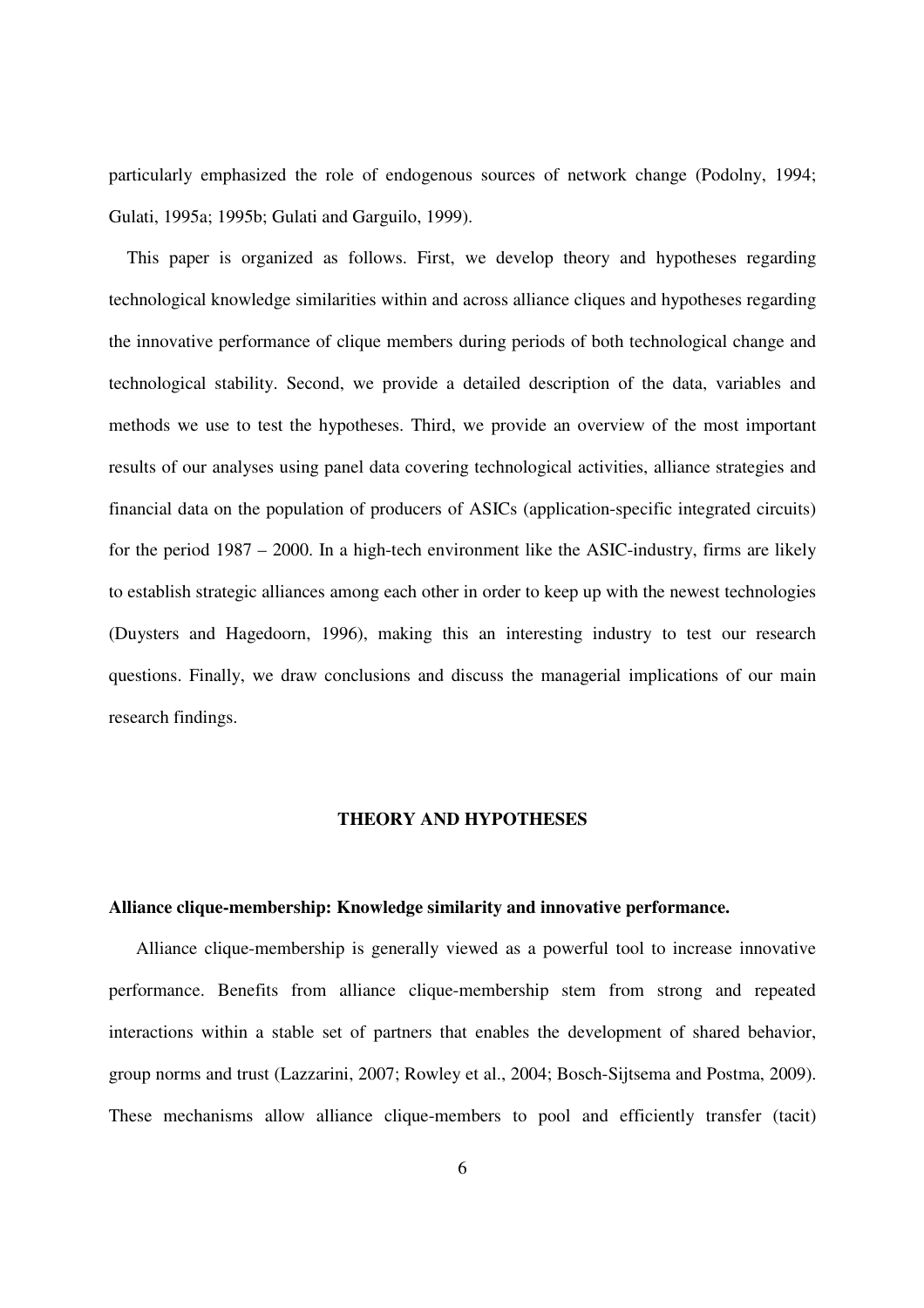particularly emphasized the role of endogenous sources of network change (Podolny, 1994; Gulati, 1995a; 1995b; Gulati and Garguilo, 1999).

This paper is organized as follows. First, we develop theory and hypotheses regarding technological knowledge similarities within and across alliance cliques and hypotheses regarding the innovative performance of clique members during periods of both technological change and technological stability. Second, we provide a detailed description of the data, variables and methods we use to test the hypotheses. Third, we provide an overview of the most important results of our analyses using panel data covering technological activities, alliance strategies and financial data on the population of producers of ASICs (application-specific integrated circuits) for the period 1987 – 2000. In a high-tech environment like the ASIC-industry, firms are likely to establish strategic alliances among each other in order to keep up with the newest technologies (Duysters and Hagedoorn, 1996), making this an interesting industry to test our research questions. Finally, we draw conclusions and discuss the managerial implications of our main research findings.

## THEORY AND HYPOTHESES

### Alliance clique-membership: Knowledge similarity and innovative performance.

Alliance clique-membership is generally viewed as a powerful tool to increase innovative performance. Benefits from alliance clique-membership stem from strong and repeated interactions within a stable set of partners that enables the development of shared behavior, group norms and trust (Lazzarini, 2007; Rowley et al., 2004; Bosch-Sijtsema and Postma, 2009). These mechanisms allow alliance clique-members to pool and efficiently transfer (tacit)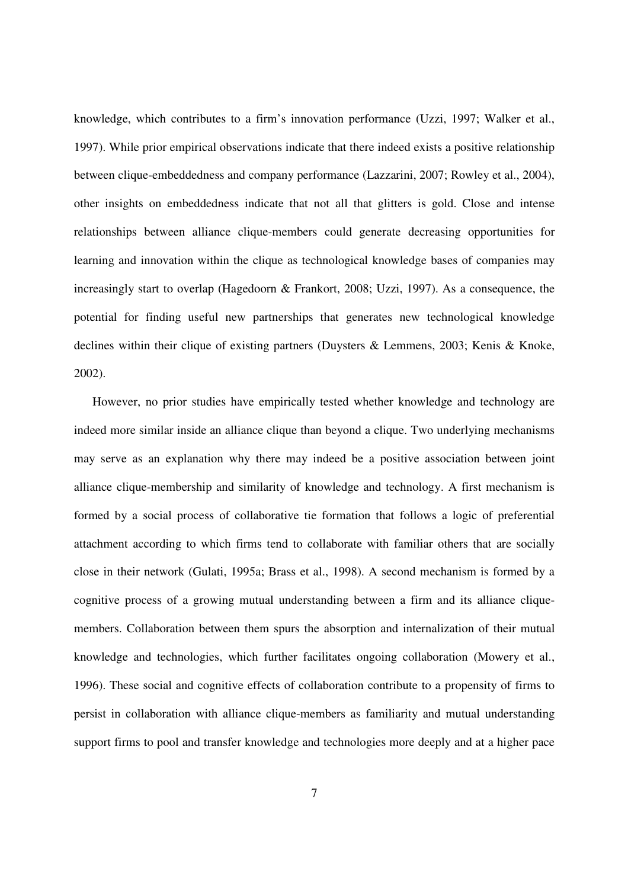knowledge, which contributes to a firm's innovation performance (Uzzi, 1997; Walker et al., 1997). While prior empirical observations indicate that there indeed exists a positive relationship between clique-embeddedness and company performance (Lazzarini, 2007; Rowley et al., 2004), other insights on embeddedness indicate that not all that glitters is gold. Close and intense relationships between alliance clique-members could generate decreasing opportunities for learning and innovation within the clique as technological knowledge bases of companies may increasingly start to overlap (Hagedoorn & Frankort, 2008; Uzzi, 1997). As a consequence, the potential for finding useful new partnerships that generates new technological knowledge declines within their clique of existing partners (Duysters & Lemmens, 2003; Kenis & Knoke, 2002).

However, no prior studies have empirically tested whether knowledge and technology are indeed more similar inside an alliance clique than beyond a clique. Two underlying mechanisms may serve as an explanation why there may indeed be a positive association between joint alliance clique-membership and similarity of knowledge and technology. A first mechanism is formed by a social process of collaborative tie formation that follows a logic of preferential attachment according to which firms tend to collaborate with familiar others that are socially close in their network (Gulati, 1995a; Brass et al., 1998). A second mechanism is formed by a cognitive process of a growing mutual understanding between a firm and its alliance clique-members. Collaboration between them spurs the absorption and internalization of their mutual knowledge and technologies, which further facilitates ongoing collaboration (Mowery et al., 1996). These social and cognitive effects of collaboration contribute to a propensity of firms to persist in collaboration with alliance clique-members as familiarity and mutual understanding support firms to pool and transfer knowledge and technologies more deeply and at a higher pace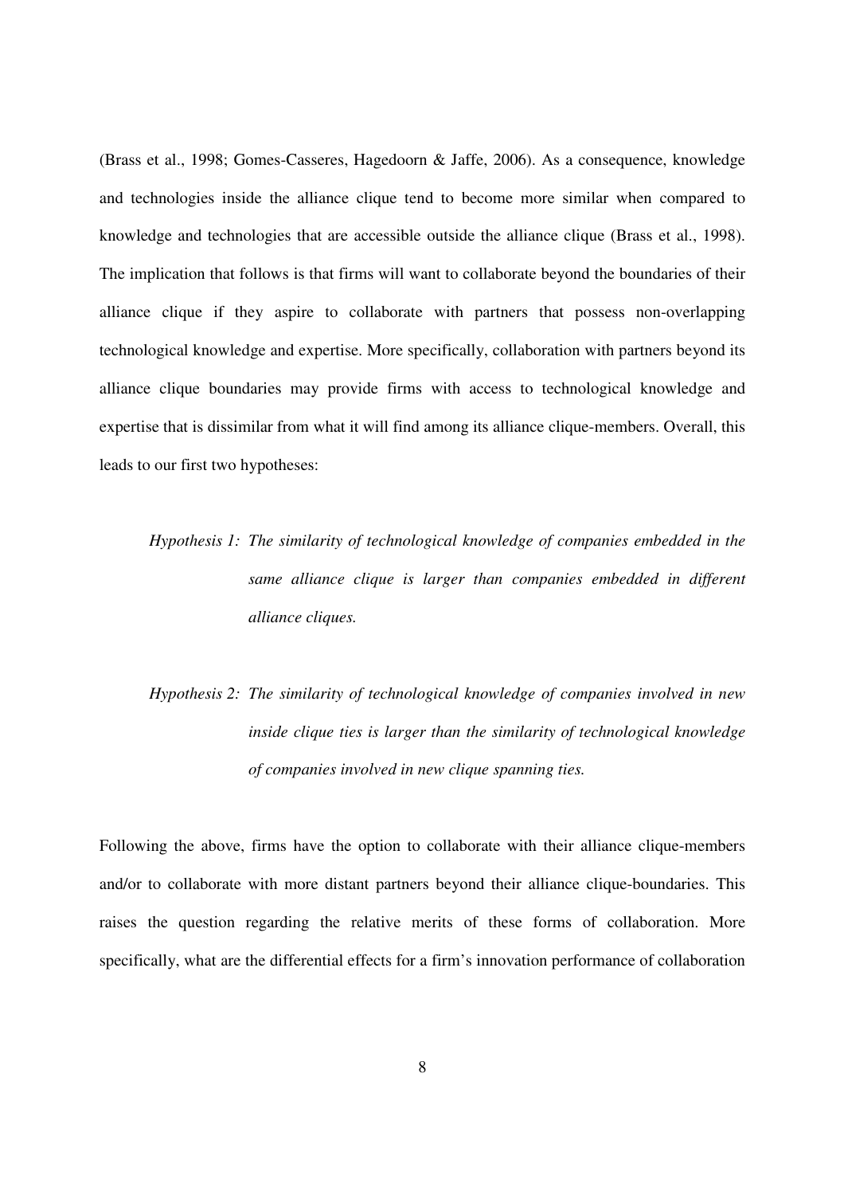(Brass et al., 1998; Gomes-Casseres, Hagedoorn & Jaffe, 2006). As a consequence, knowledge and technologies inside the alliance clique tend to become more similar when compared to knowledge and technologies that are accessible outside the alliance clique (Brass et al., 1998). The implication that follows is that firms will want to collaborate beyond the boundaries of their alliance clique if they aspire to collaborate with partners that possess non-overlapping technological knowledge and expertise. More specifically, collaboration with partners beyond its alliance clique boundaries may provide firms with access to technological knowledge and expertise that is dissimilar from what it will find among its alliance clique-members. Overall, this leads to our first two hypotheses:

*Hypothesis 1: The similarity of technological knowledge of companies embedded in the same alliance clique is larger than companies embedded in different alliance cliques.*

*Hypothesis 2: The similarity of technological knowledge of companies involved in new inside clique ties is larger than the similarity of technological knowledge of companies involved in new clique spanning ties.*

Following the above, firms have the option to collaborate with their alliance clique-members and/or to collaborate with more distant partners beyond their alliance clique-boundaries. This raises the question regarding the relative merits of these forms of collaboration. More specifically, what are the differential effects for a firm's innovation performance of collaboration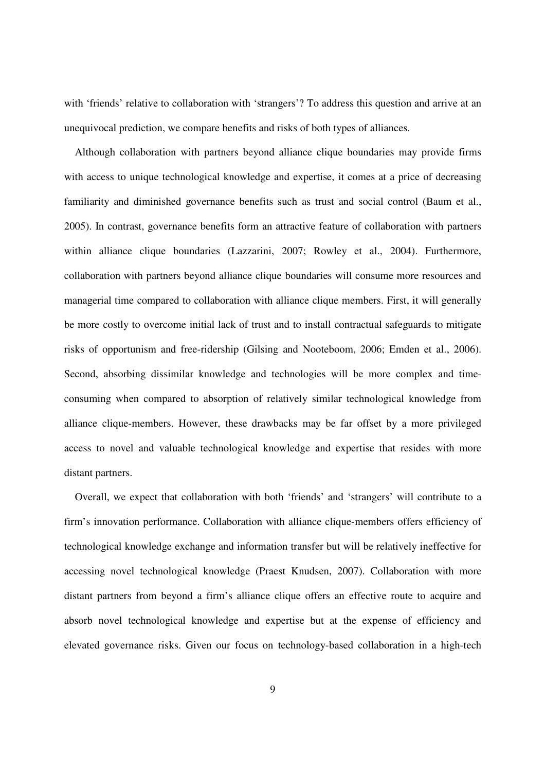with 'friends' relative to collaboration with 'strangers'? To address this question and arrive at an unequivocal prediction, we compare benefits and risks of both types of alliances.

Although collaboration with partners beyond alliance clique boundaries may provide firms with access to unique technological knowledge and expertise, it comes at a price of decreasing familiarity and diminished governance benefits such as trust and social control (Baum et al., 2005). In contrast, governance benefits form an attractive feature of collaboration with partners within alliance clique boundaries (Lazzarini, 2007; Rowley et al., 2004). Furthermore, collaboration with partners beyond alliance clique boundaries will consume more resources and managerial time compared to collaboration with alliance clique members. First, it will generally be more costly to overcome initial lack of trust and to install contractual safeguards to mitigate risks of opportunism and free-ridership (Gilsing and Nooteboom, 2006; Emden et al., 2006). Second, absorbing dissimilar knowledge and technologies will be more complex and time-consuming when compared to absorption of relatively similar technological knowledge from alliance clique-members. However, these drawbacks may be far offset by a more privileged access to novel and valuable technological knowledge and expertise that resides with more distant partners.

Overall, we expect that collaboration with both 'friends' and 'strangers' will contribute to a firm's innovation performance. Collaboration with alliance clique-members offers efficiency of technological knowledge exchange and information transfer but will be relatively ineffective for accessing novel technological knowledge (Praest Knudsen, 2007). Collaboration with more distant partners from beyond a firm's alliance clique offers an effective route to acquire and absorb novel technological knowledge and expertise but at the expense of efficiency and elevated governance risks. Given our focus on technology-based collaboration in a high-tech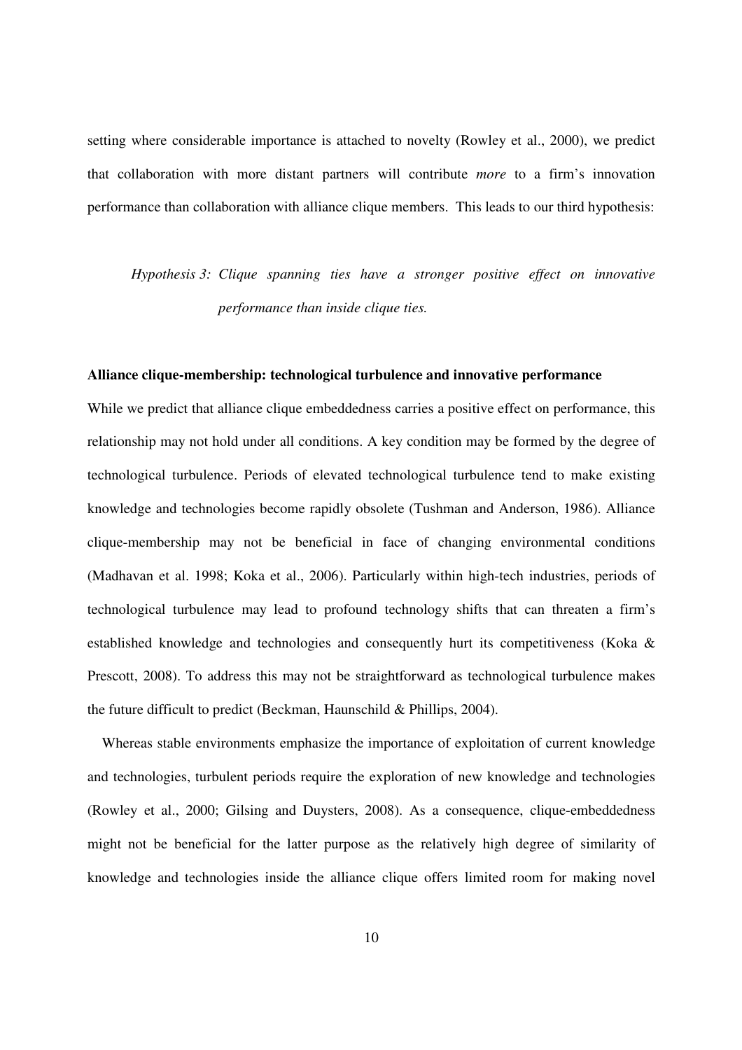setting where considerable importance is attached to novelty (Rowley et al., 2000), we predict that collaboration with more distant partners will contribute *more* to a firm's innovation performance than collaboration with alliance clique members. This leads to our third hypothesis:

> *Hypothesis 3: Clique spanning ties have a stronger positive effect on innovative performance than inside clique ties.*

**Alliance clique-membership: technological turbulence and innovative performance**

While we predict that alliance clique embeddedness carries a positive effect on performance, this relationship may not hold under all conditions. A key condition may be formed by the degree of technological turbulence. Periods of elevated technological turbulence tend to make existing knowledge and technologies become rapidly obsolete (Tushman and Anderson, 1986). Alliance clique-membership may not be beneficial in face of changing environmental conditions (Madhavan et al. 1998; Koka et al., 2006). Particularly within high-tech industries, periods of technological turbulence may lead to profound technology shifts that can threaten a firm's established knowledge and technologies and consequently hurt its competitiveness (Koka & Prescott, 2008). To address this may not be straightforward as technological turbulence makes the future difficult to predict (Beckman, Haunschild & Phillips, 2004).

Whereas stable environments emphasize the importance of exploitation of current knowledge and technologies, turbulent periods require the exploration of new knowledge and technologies (Rowley et al., 2000; Gilsing and Duysters, 2008). As a consequence, clique-embeddedness might not be beneficial for the latter purpose as the relatively high degree of similarity of knowledge and technologies inside the alliance clique offers limited room for making novel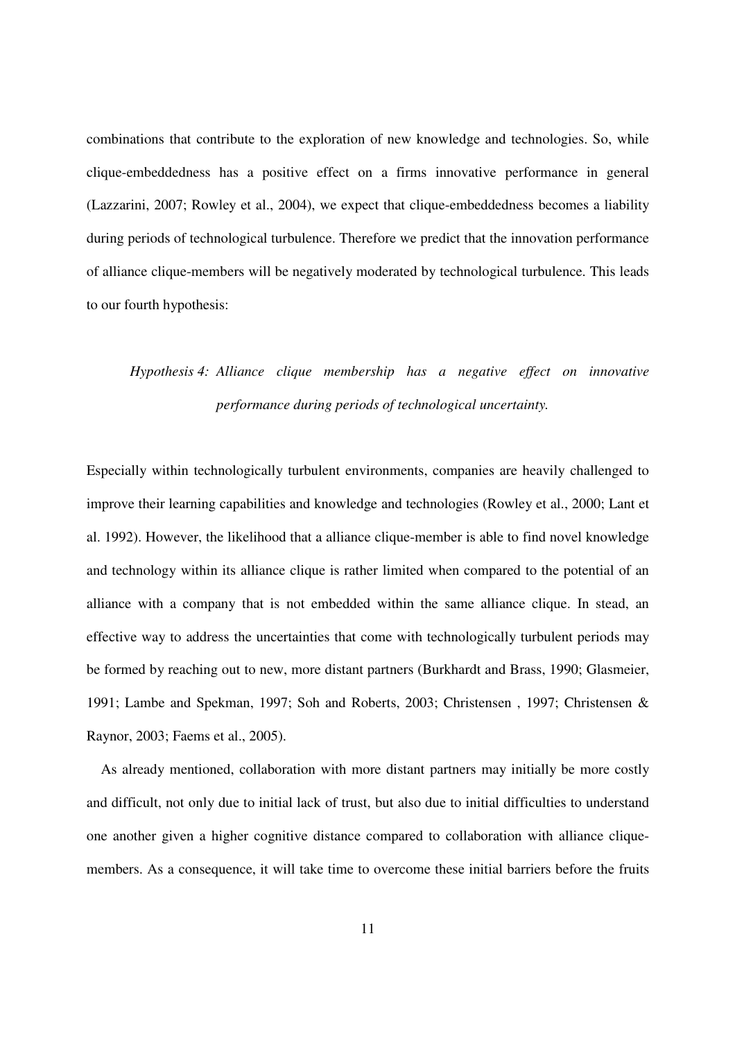combinations that contribute to the exploration of new knowledge and technologies. So, while clique-embeddedness has a positive effect on a firms innovative performance in general (Lazzarini, 2007; Rowley et al., 2004), we expect that clique-embeddedness becomes a liability during periods of technological turbulence. Therefore we predict that the innovation performance of alliance clique-members will be negatively moderated by technological turbulence. This leads to our fourth hypothesis:

> *Hypothesis 4: Alliance clique membership has a negative effect on innovative performance during periods of technological uncertainty.*

Especially within technologically turbulent environments, companies are heavily challenged to improve their learning capabilities and knowledge and technologies (Rowley et al., 2000; Lant et al. 1992). However, the likelihood that a alliance clique-member is able to find novel knowledge and technology within its alliance clique is rather limited when compared to the potential of an alliance with a company that is not embedded within the same alliance clique. In stead, an effective way to address the uncertainties that come with technologically turbulent periods may be formed by reaching out to new, more distant partners (Burkhardt and Brass, 1990; Glasmeier, 1991; Lambe and Spekman, 1997; Soh and Roberts, 2003; Christensen , 1997; Christensen & Raynor, 2003; Faems et al., 2005).

As already mentioned, collaboration with more distant partners may initially be more costly and difficult, not only due to initial lack of trust, but also due to initial difficulties to understand one another given a higher cognitive distance compared to collaboration with alliance clique-members. As a consequence, it will take time to overcome these initial barriers before the fruits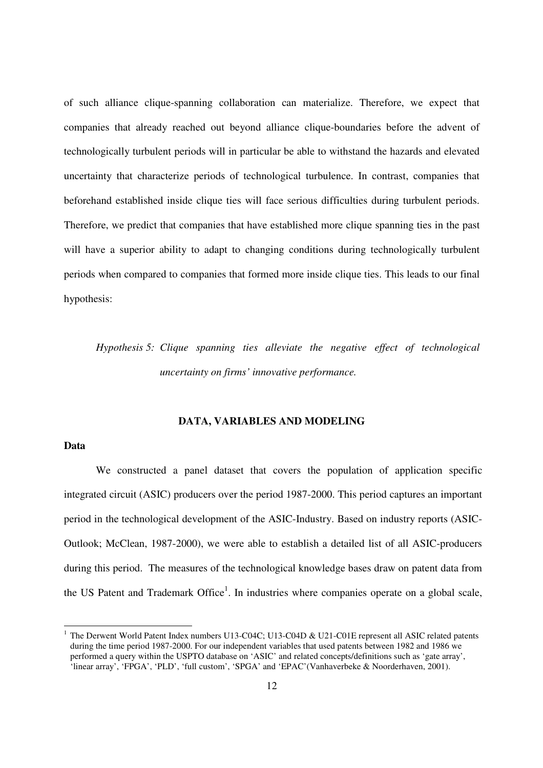of such alliance clique-spanning collaboration can materialize. Therefore, we expect that companies that already reached out beyond alliance clique-boundaries before the advent of technologically turbulent periods will in particular be able to withstand the hazards and elevated uncertainty that characterize periods of technological turbulence. In contrast, companies that beforehand established inside clique ties will face serious difficulties during turbulent periods. Therefore, we predict that companies that have established more clique spanning ties in the past will have a superior ability to adapt to changing conditions during technologically turbulent periods when compared to companies that formed more inside clique ties. This leads to our final hypothesis:

> *Hypothesis 5: Clique spanning ties alleviate the negative effect of technological uncertainty on firms' innovative performance.*

## DATA, VARIABLES AND MODELING

### Data

We constructed a panel dataset that covers the population of application specific integrated circuit (ASIC) producers over the period 1987-2000. This period captures an important period in the technological development of the ASIC-Industry. Based on industry reports (ASIC-Outlook; McClean, 1987-2000), we were able to establish a detailed list of all ASIC-producers during this period. The measures of the technological knowledge bases draw on patent data from the US Patent and Trademark Office[1]. In industries where companies operate on a global scale,

[1] The Derwent World Patent Index numbers U13-C04C; U13-C04D & U21-C01E represent all ASIC related patents during the time period 1987-2000. For our independent variables that used patents between 1982 and 1986 we performed a query within the USPTO database on 'ASIC' and related concepts/definitions such as 'gate array', 'linear array', 'FPGA', 'PLD', 'full custom', 'SPGA' and 'EPAC'(Vanhaverbeke & Noorderhaven, 2001).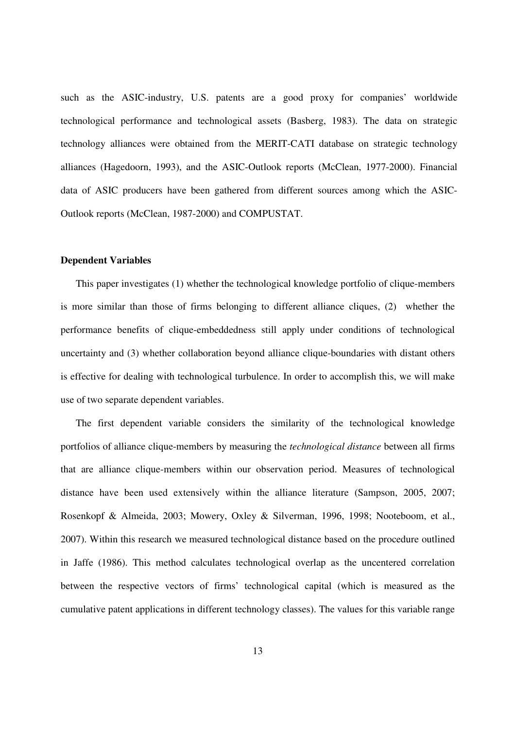such as the ASIC-industry, U.S. patents are a good proxy for companies' worldwide technological performance and technological assets (Basberg, 1983). The data on strategic technology alliances were obtained from the MERIT-CATI database on strategic technology alliances (Hagedoorn, 1993), and the ASIC-Outlook reports (McClean, 1977-2000). Financial data of ASIC producers have been gathered from different sources among which the ASIC-Outlook reports (McClean, 1987-2000) and COMPUSTAT.

**Dependent Variables**

This paper investigates (1) whether the technological knowledge portfolio of clique-members is more similar than those of firms belonging to different alliance cliques, (2) whether the performance benefits of clique-embeddedness still apply under conditions of technological uncertainty and (3) whether collaboration beyond alliance clique-boundaries with distant others is effective for dealing with technological turbulence. In order to accomplish this, we will make use of two separate dependent variables.

The first dependent variable considers the similarity of the technological knowledge portfolios of alliance clique-members by measuring the *technological distance* between all firms that are alliance clique-members within our observation period. Measures of technological distance have been used extensively within the alliance literature (Sampson, 2005, 2007; Rosenkopf & Almeida, 2003; Mowery, Oxley & Silverman, 1996, 1998; Nooteboom, et al., 2007). Within this research we measured technological distance based on the procedure outlined in Jaffe (1986). This method calculates technological overlap as the uncentered correlation between the respective vectors of firms' technological capital (which is measured as the cumulative patent applications in different technology classes). The values for this variable range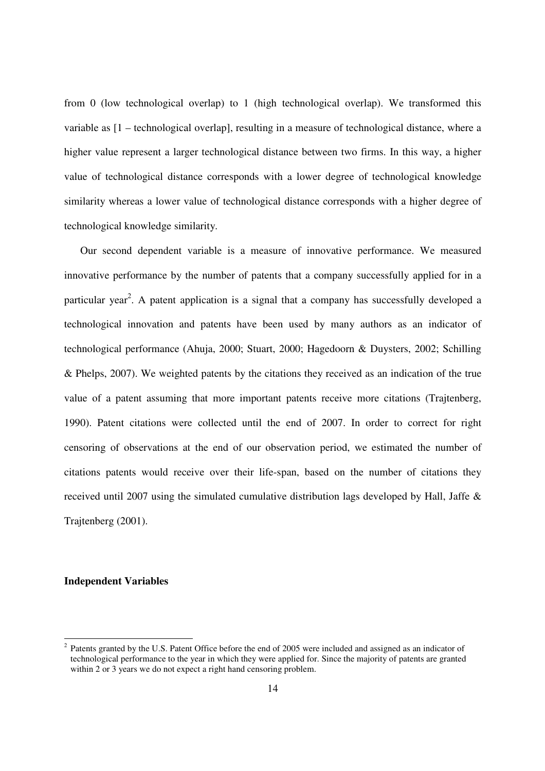from 0 (low technological overlap) to 1 (high technological overlap). We transformed this variable as [1 – technological overlap], resulting in a measure of technological distance, where a higher value represent a larger technological distance between two firms. In this way, a higher value of technological distance corresponds with a lower degree of technological knowledge similarity whereas a lower value of technological distance corresponds with a higher degree of technological knowledge similarity.

Our second dependent variable is a measure of innovative performance. We measured innovative performance by the number of patents that a company successfully applied for in a particular year[2]. A patent application is a signal that a company has successfully developed a technological innovation and patents have been used by many authors as an indicator of technological performance (Ahuja, 2000; Stuart, 2000; Hagedoorn & Duysters, 2002; Schilling & Phelps, 2007). We weighted patents by the citations they received as an indication of the true value of a patent assuming that more important patents receive more citations (Trajtenberg, 1990). Patent citations were collected until the end of 2007. In order to correct for right censoring of observations at the end of our observation period, we estimated the number of citations patents would receive over their life-span, based on the number of citations they received until 2007 using the simulated cumulative distribution lags developed by Hall, Jaffe & Trajtenberg (2001).

**Independent Variables**

[2] Patents granted by the U.S. Patent Office before the end of 2005 were included and assigned as an indicator of technological performance to the year in which they were applied for. Since the majority of patents are granted within 2 or 3 years we do not expect a right hand censoring problem.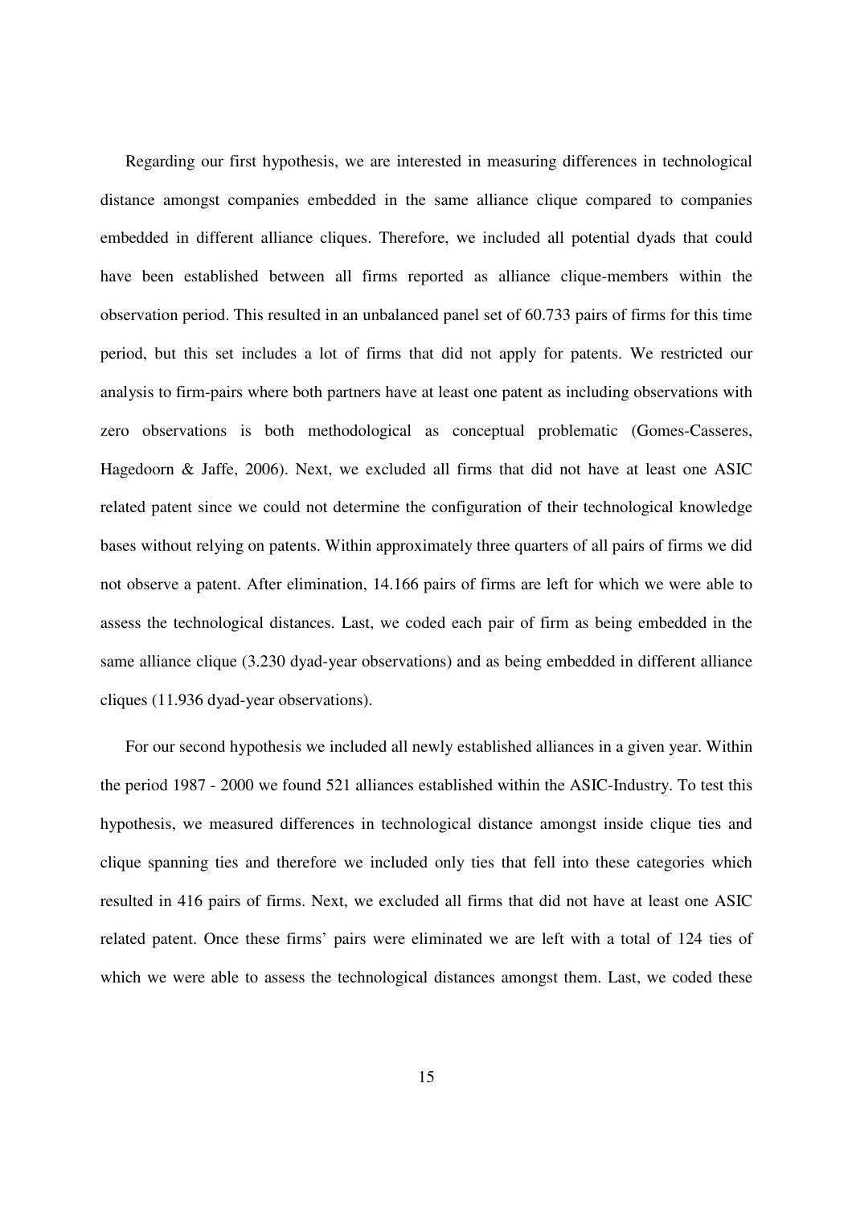Regarding our first hypothesis, we are interested in measuring differences in technological distance amongst companies embedded in the same alliance clique compared to companies embedded in different alliance cliques. Therefore, we included all potential dyads that could have been established between all firms reported as alliance clique-members within the observation period. This resulted in an unbalanced panel set of 60.733 pairs of firms for this time period, but this set includes a lot of firms that did not apply for patents. We restricted our analysis to firm-pairs where both partners have at least one patent as including observations with zero observations is both methodological as conceptual problematic (Gomes-Casseres, Hagedoorn & Jaffe, 2006). Next, we excluded all firms that did not have at least one ASIC related patent since we could not determine the configuration of their technological knowledge bases without relying on patents. Within approximately three quarters of all pairs of firms we did not observe a patent. After elimination, 14.166 pairs of firms are left for which we were able to assess the technological distances. Last, we coded each pair of firm as being embedded in the same alliance clique (3.230 dyad-year observations) and as being embedded in different alliance cliques (11.936 dyad-year observations).

For our second hypothesis we included all newly established alliances in a given year. Within the period 1987 - 2000 we found 521 alliances established within the ASIC-Industry. To test this hypothesis, we measured differences in technological distance amongst inside clique ties and clique spanning ties and therefore we included only ties that fell into these categories which resulted in 416 pairs of firms. Next, we excluded all firms that did not have at least one ASIC related patent. Once these firms' pairs were eliminated we are left with a total of 124 ties of which we were able to assess the technological distances amongst them. Last, we coded these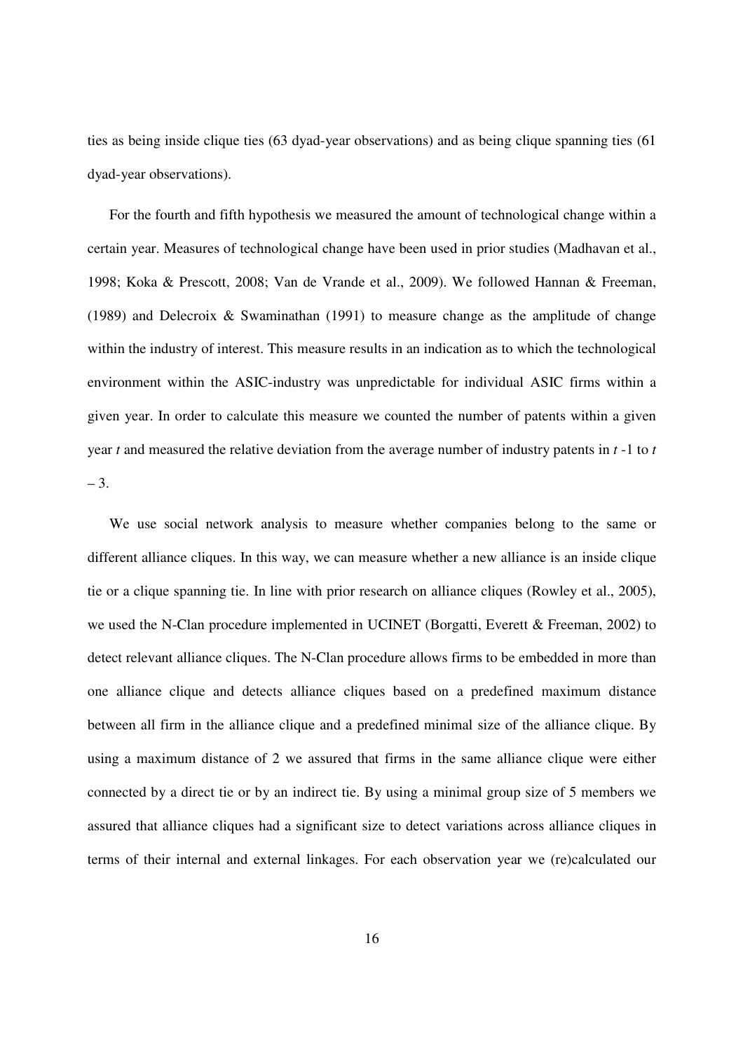ties as being inside clique ties (63 dyad-year observations) and as being clique spanning ties (61 dyad-year observations).

For the fourth and fifth hypothesis we measured the amount of technological change within a certain year. Measures of technological change have been used in prior studies (Madhavan et al., 1998; Koka & Prescott, 2008; Van de Vrande et al., 2009). We followed Hannan & Freeman, (1989) and Delecroix & Swaminathan (1991) to measure change as the amplitude of change within the industry of interest. This measure results in an indication as to which the technological environment within the ASIC-industry was unpredictable for individual ASIC firms within a given year. In order to calculate this measure we counted the number of patents within a given year $t$ and measured the relative deviation from the average number of industry patents in $t$ -1 to $t$ – 3.

We use social network analysis to measure whether companies belong to the same or different alliance cliques. In this way, we can measure whether a new alliance is an inside clique tie or a clique spanning tie. In line with prior research on alliance cliques (Rowley et al., 2005), we used the N-Clan procedure implemented in UCINET (Borgatti, Everett & Freeman, 2002) to detect relevant alliance cliques. The N-Clan procedure allows firms to be embedded in more than one alliance clique and detects alliance cliques based on a predefined maximum distance between all firm in the alliance clique and a predefined minimal size of the alliance clique. By using a maximum distance of 2 we assured that firms in the same alliance clique were either connected by a direct tie or by an indirect tie. By using a minimal group size of 5 members we assured that alliance cliques had a significant size to detect variations across alliance cliques in terms of their internal and external linkages. For each observation year we (re)calculated our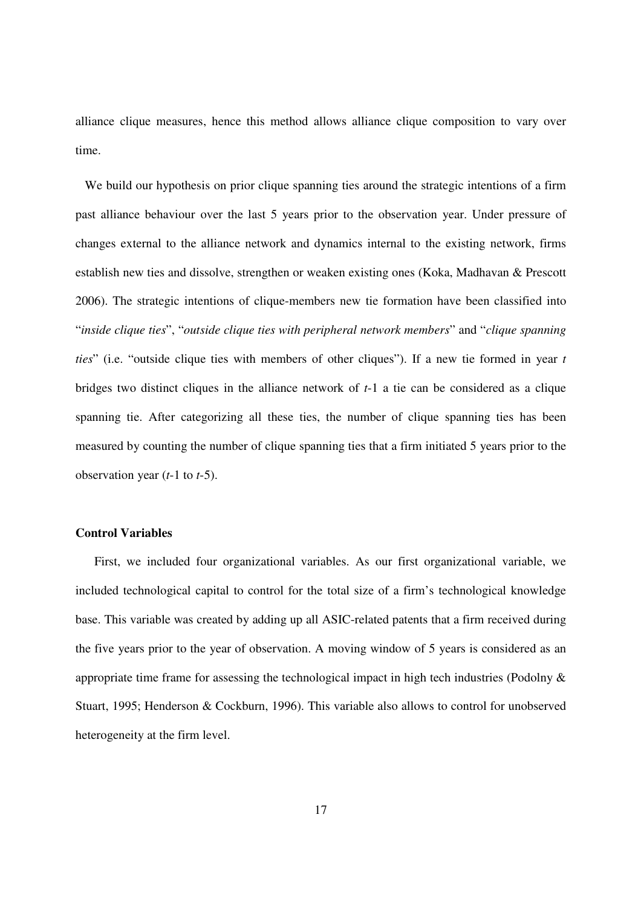alliance clique measures, hence this method allows alliance clique composition to vary over time.

We build our hypothesis on prior clique spanning ties around the strategic intentions of a firm past alliance behaviour over the last 5 years prior to the observation year. Under pressure of changes external to the alliance network and dynamics internal to the existing network, firms establish new ties and dissolve, strengthen or weaken existing ones (Koka, Madhavan & Prescott 2006). The strategic intentions of clique-members new tie formation have been classified into "*inside clique ties*", "*outside clique ties with peripheral network members*" and "*clique spanning ties*" (i.e. "outside clique ties with members of other cliques"). If a new tie formed in year $t$ bridges two distinct cliques in the alliance network of $t$-1 a tie can be considered as a clique spanning tie. After categorizing all these ties, the number of clique spanning ties has been measured by counting the number of clique spanning ties that a firm initiated 5 years prior to the observation year ($t$-1 to $t$-5).

**Control Variables**

First, we included four organizational variables. As our first organizational variable, we included technological capital to control for the total size of a firm's technological knowledge base. This variable was created by adding up all ASIC-related patents that a firm received during the five years prior to the year of observation. A moving window of 5 years is considered as an appropriate time frame for assessing the technological impact in high tech industries (Podolny & Stuart, 1995; Henderson & Cockburn, 1996). This variable also allows to control for unobserved heterogeneity at the firm level.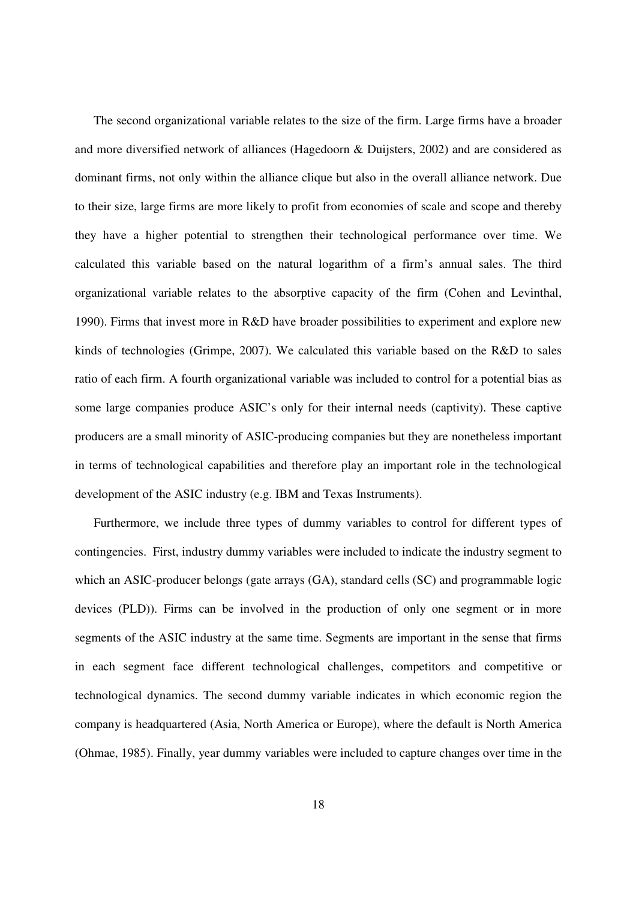The second organizational variable relates to the size of the firm. Large firms have a broader and more diversified network of alliances (Hagedoorn & Duijsters, 2002) and are considered as dominant firms, not only within the alliance clique but also in the overall alliance network. Due to their size, large firms are more likely to profit from economies of scale and scope and thereby they have a higher potential to strengthen their technological performance over time. We calculated this variable based on the natural logarithm of a firm's annual sales. The third organizational variable relates to the absorptive capacity of the firm (Cohen and Levinthal, 1990). Firms that invest more in R&D have broader possibilities to experiment and explore new kinds of technologies (Grimpe, 2007). We calculated this variable based on the R&D to sales ratio of each firm. A fourth organizational variable was included to control for a potential bias as some large companies produce ASIC's only for their internal needs (captivity). These captive producers are a small minority of ASIC-producing companies but they are nonetheless important in terms of technological capabilities and therefore play an important role in the technological development of the ASIC industry (e.g. IBM and Texas Instruments).

Furthermore, we include three types of dummy variables to control for different types of contingencies. First, industry dummy variables were included to indicate the industry segment to which an ASIC-producer belongs (gate arrays (GA), standard cells (SC) and programmable logic devices (PLD)). Firms can be involved in the production of only one segment or in more segments of the ASIC industry at the same time. Segments are important in the sense that firms in each segment face different technological challenges, competitors and competitive or technological dynamics. The second dummy variable indicates in which economic region the company is headquartered (Asia, North America or Europe), where the default is North America (Ohmae, 1985). Finally, year dummy variables were included to capture changes over time in the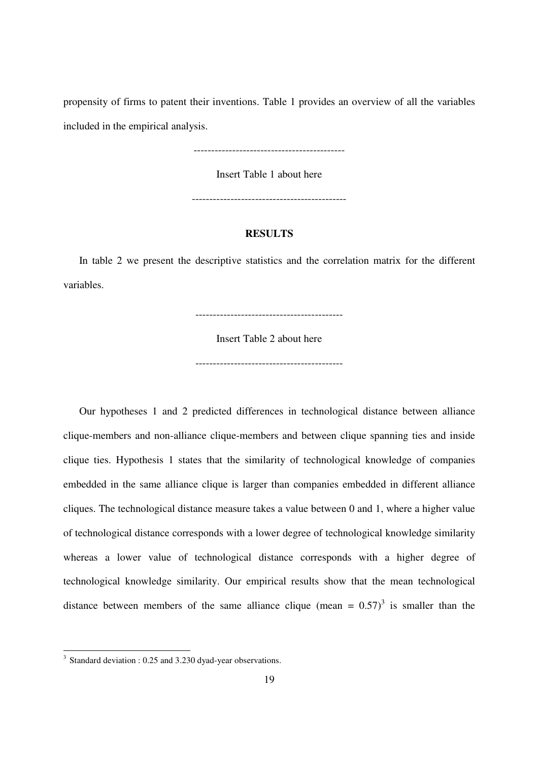propensity of firms to patent their inventions. Table 1 provides an overview of all the variables included in the empirical analysis.

-------------------------------------------

Insert Table 1 about here

-------------------------------------------

## RESULTS

In table 2 we present the descriptive statistics and the correlation matrix for the different variables.

------------------------------------------

Insert Table 2 about here

------------------------------------------

Our hypotheses 1 and 2 predicted differences in technological distance between alliance clique-members and non-alliance clique-members and between clique spanning ties and inside clique ties. Hypothesis 1 states that the similarity of technological knowledge of companies embedded in the same alliance clique is larger than companies embedded in different alliance cliques. The technological distance measure takes a value between 0 and 1, where a higher value of technological distance corresponds with a lower degree of technological knowledge similarity whereas a lower value of technological distance corresponds with a higher degree of technological knowledge similarity. Our empirical results show that the mean technological distance between members of the same alliance clique (mean = 0.57)[3] is smaller than the

[3] Standard deviation : 0.25 and 3.230 dyad-year observations.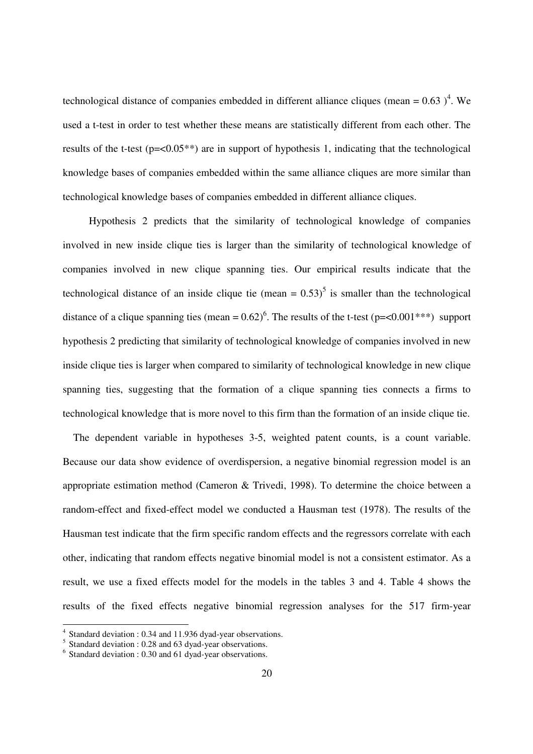technological distance of companies embedded in different alliance cliques (mean = 0.63 )[4]. We used a t-test in order to test whether these means are statistically different from each other. The results of the t-test (p=<0.05**) are in support of hypothesis 1, indicating that the technological knowledge bases of companies embedded within the same alliance cliques are more similar than technological knowledge bases of companies embedded in different alliance cliques.

Hypothesis 2 predicts that the similarity of technological knowledge of companies involved in new inside clique ties is larger than the similarity of technological knowledge of companies involved in new clique spanning ties. Our empirical results indicate that the technological distance of an inside clique tie (mean = 0.53)[5] is smaller than the technological distance of a clique spanning ties (mean = 0.62)[6]. The results of the t-test (p=<0.001***) support hypothesis 2 predicting that similarity of technological knowledge of companies involved in new inside clique ties is larger when compared to similarity of technological knowledge in new clique spanning ties, suggesting that the formation of a clique spanning ties connects a firms to technological knowledge that is more novel to this firm than the formation of an inside clique tie.

The dependent variable in hypotheses 3-5, weighted patent counts, is a count variable. Because our data show evidence of overdispersion, a negative binomial regression model is an appropriate estimation method (Cameron & Trivedi, 1998). To determine the choice between a random-effect and fixed-effect model we conducted a Hausman test (1978). The results of the Hausman test indicate that the firm specific random effects and the regressors correlate with each other, indicating that random effects negative binomial model is not a consistent estimator. As a result, we use a fixed effects model for the models in the tables 3 and 4. Table 4 shows the results of the fixed effects negative binomial regression analyses for the 517 firm-year

[4] Standard deviation : 0.34 and 11.936 dyad-year observations.

[5] Standard deviation : 0.28 and 63 dyad-year observations.

[6] Standard deviation : 0.30 and 61 dyad-year observations.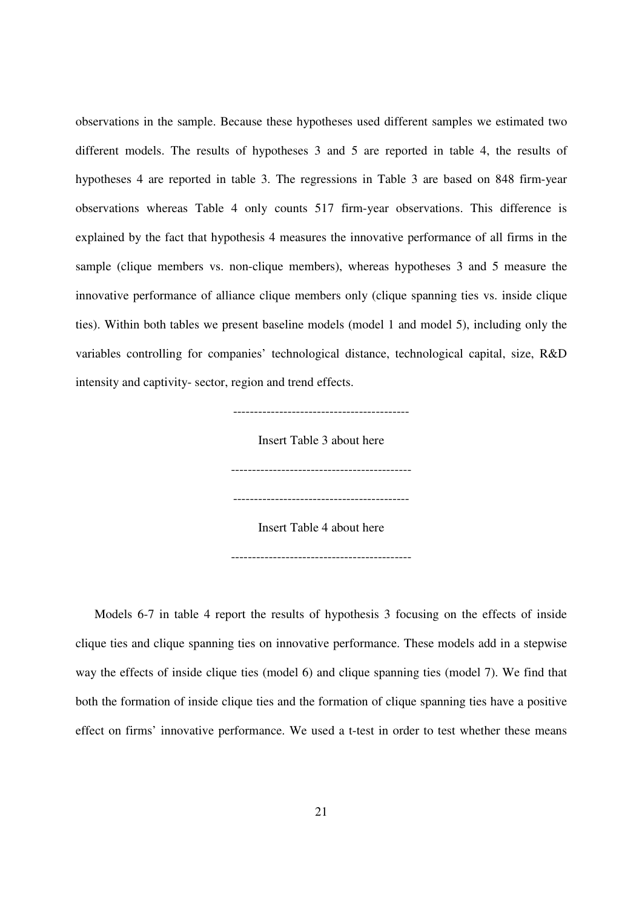observations in the sample. Because these hypotheses used different samples we estimated two different models. The results of hypotheses 3 and 5 are reported in table 4, the results of hypotheses 4 are reported in table 3. The regressions in Table 3 are based on 848 firm-year observations whereas Table 4 only counts 517 firm-year observations. This difference is explained by the fact that hypothesis 4 measures the innovative performance of all firms in the sample (clique members vs. non-clique members), whereas hypotheses 3 and 5 measure the innovative performance of alliance clique members only (clique spanning ties vs. inside clique ties). Within both tables we present baseline models (model 1 and model 5), including only the variables controlling for companies' technological distance, technological capital, size, R&D intensity and captivity- sector, region and trend effects.

------------------------------------------

Insert Table 3 about here

-------------------------------------------

------------------------------------------

Insert Table 4 about here

-------------------------------------------

Models 6-7 in table 4 report the results of hypothesis 3 focusing on the effects of inside clique ties and clique spanning ties on innovative performance. These models add in a stepwise way the effects of inside clique ties (model 6) and clique spanning ties (model 7). We find that both the formation of inside clique ties and the formation of clique spanning ties have a positive effect on firms' innovative performance. We used a t-test in order to test whether these means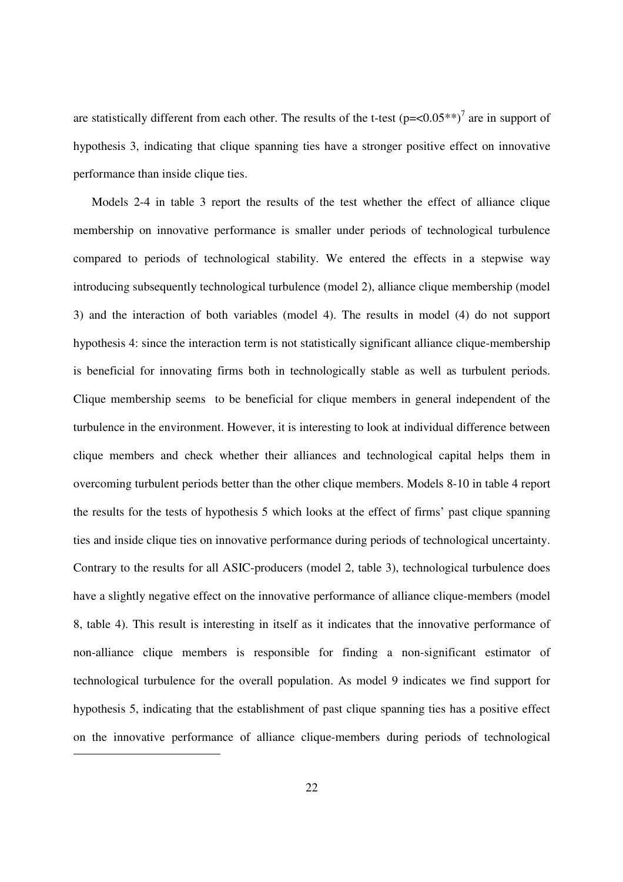are statistically different from each other. The results of the t-test ($p=<0.05^{**}$)[7] are in support of hypothesis 3, indicating that clique spanning ties have a stronger positive effect on innovative performance than inside clique ties.

Models 2-4 in table 3 report the results of the test whether the effect of alliance clique membership on innovative performance is smaller under periods of technological turbulence compared to periods of technological stability. We entered the effects in a stepwise way introducing subsequently technological turbulence (model 2), alliance clique membership (model 3) and the interaction of both variables (model 4). The results in model (4) do not support hypothesis 4: since the interaction term is not statistically significant alliance clique-membership is beneficial for innovating firms both in technologically stable as well as turbulent periods. Clique membership seems to be beneficial for clique members in general independent of the turbulence in the environment. However, it is interesting to look at individual difference between clique members and check whether their alliances and technological capital helps them in overcoming turbulent periods better than the other clique members. Models 8-10 in table 4 report the results for the tests of hypothesis 5 which looks at the effect of firms' past clique spanning ties and inside clique ties on innovative performance during periods of technological uncertainty. Contrary to the results for all ASIC-producers (model 2, table 3), technological turbulence does have a slightly negative effect on the innovative performance of alliance clique-members (model 8, table 4). This result is interesting in itself as it indicates that the innovative performance of non-alliance clique members is responsible for finding a non-significant estimator of technological turbulence for the overall population. As model 9 indicates we find support for hypothesis 5, indicating that the establishment of past clique spanning ties has a positive effect on the innovative performance of alliance clique-members during periods of technological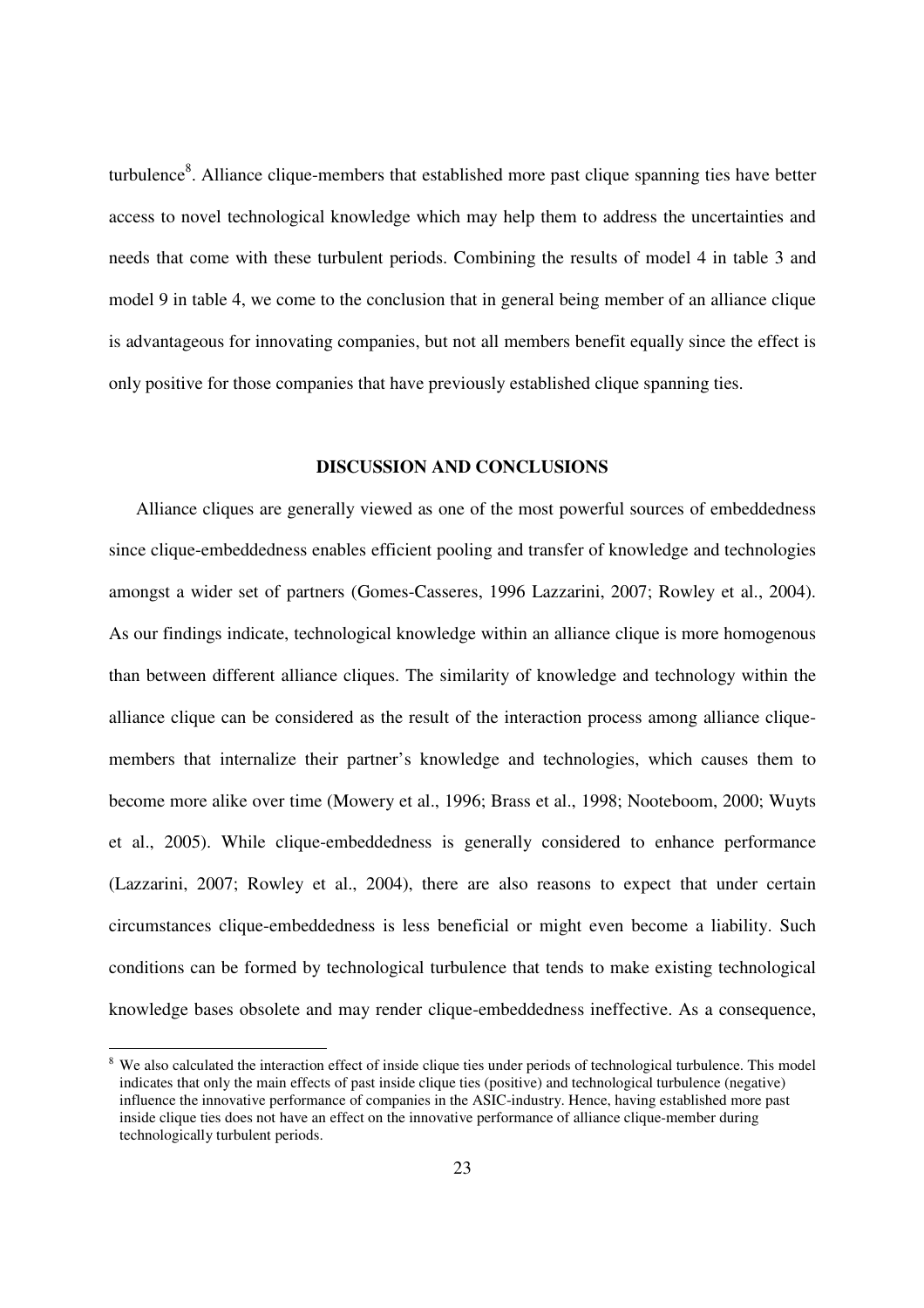turbulence[8]. Alliance clique-members that established more past clique spanning ties have better access to novel technological knowledge which may help them to address the uncertainties and needs that come with these turbulent periods. Combining the results of model 4 in table 3 and model 9 in table 4, we come to the conclusion that in general being member of an alliance clique is advantageous for innovating companies, but not all members benefit equally since the effect is only positive for those companies that have previously established clique spanning ties.

## DISCUSSION AND CONCLUSIONS

Alliance cliques are generally viewed as one of the most powerful sources of embeddedness since clique-embeddedness enables efficient pooling and transfer of knowledge and technologies amongst a wider set of partners (Gomes-Casseres, 1996 Lazzarini, 2007; Rowley et al., 2004). As our findings indicate, technological knowledge within an alliance clique is more homogenous than between different alliance cliques. The similarity of knowledge and technology within the alliance clique can be considered as the result of the interaction process among alliance clique-members that internalize their partner's knowledge and technologies, which causes them to become more alike over time (Mowery et al., 1996; Brass et al., 1998; Nooteboom, 2000; Wuyts et al., 2005). While clique-embeddedness is generally considered to enhance performance (Lazzarini, 2007; Rowley et al., 2004), there are also reasons to expect that under certain circumstances clique-embeddedness is less beneficial or might even become a liability. Such conditions can be formed by technological turbulence that tends to make existing technological knowledge bases obsolete and may render clique-embeddedness ineffective. As a consequence,

[8] We also calculated the interaction effect of inside clique ties under periods of technological turbulence. This model indicates that only the main effects of past inside clique ties (positive) and technological turbulence (negative) influence the innovative performance of companies in the ASIC-industry. Hence, having established more past inside clique ties does not have an effect on the innovative performance of alliance clique-member during technologically turbulent periods.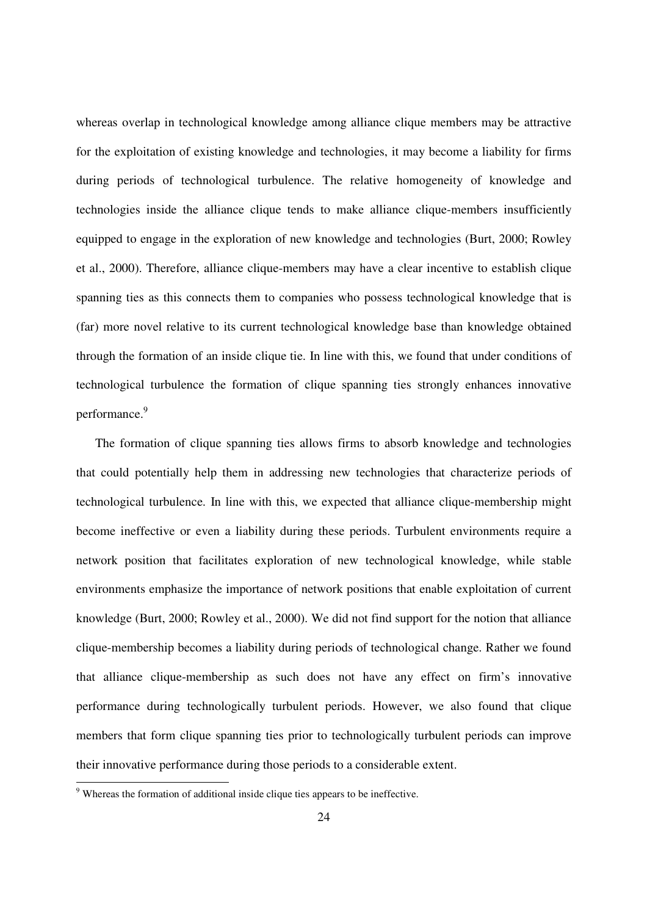whereas overlap in technological knowledge among alliance clique members may be attractive for the exploitation of existing knowledge and technologies, it may become a liability for firms during periods of technological turbulence. The relative homogeneity of knowledge and technologies inside the alliance clique tends to make alliance clique-members insufficiently equipped to engage in the exploration of new knowledge and technologies (Burt, 2000; Rowley et al., 2000). Therefore, alliance clique-members may have a clear incentive to establish clique spanning ties as this connects them to companies who possess technological knowledge that is (far) more novel relative to its current technological knowledge base than knowledge obtained through the formation of an inside clique tie. In line with this, we found that under conditions of technological turbulence the formation of clique spanning ties strongly enhances innovative performance.[9]

The formation of clique spanning ties allows firms to absorb knowledge and technologies that could potentially help them in addressing new technologies that characterize periods of technological turbulence. In line with this, we expected that alliance clique-membership might become ineffective or even a liability during these periods. Turbulent environments require a network position that facilitates exploration of new technological knowledge, while stable environments emphasize the importance of network positions that enable exploitation of current knowledge (Burt, 2000; Rowley et al., 2000). We did not find support for the notion that alliance clique-membership becomes a liability during periods of technological change. Rather we found that alliance clique-membership as such does not have any effect on firm's innovative performance during technologically turbulent periods. However, we also found that clique members that form clique spanning ties prior to technologically turbulent periods can improve their innovative performance during those periods to a considerable extent.

[9] Whereas the formation of additional inside clique ties appears to be ineffective.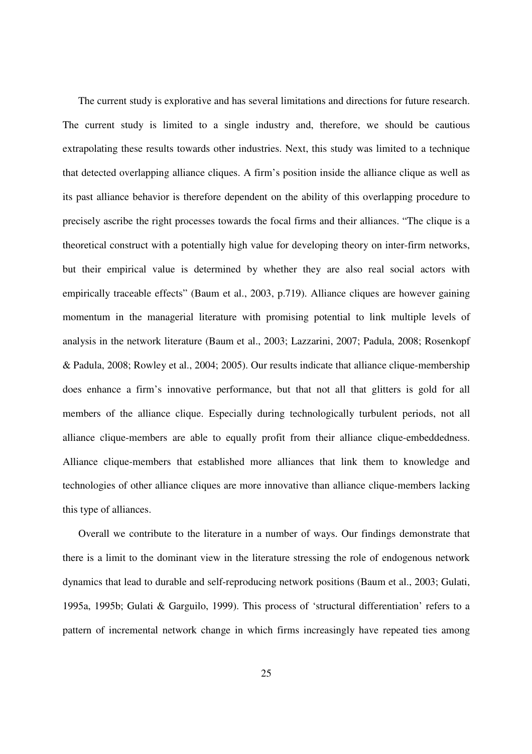The current study is explorative and has several limitations and directions for future research. The current study is limited to a single industry and, therefore, we should be cautious extrapolating these results towards other industries. Next, this study was limited to a technique that detected overlapping alliance cliques. A firm's position inside the alliance clique as well as its past alliance behavior is therefore dependent on the ability of this overlapping procedure to precisely ascribe the right processes towards the focal firms and their alliances. "The clique is a theoretical construct with a potentially high value for developing theory on inter-firm networks, but their empirical value is determined by whether they are also real social actors with empirically traceable effects" (Baum et al., 2003, p.719). Alliance cliques are however gaining momentum in the managerial literature with promising potential to link multiple levels of analysis in the network literature (Baum et al., 2003; Lazzarini, 2007; Padula, 2008; Rosenkopf & Padula, 2008; Rowley et al., 2004; 2005). Our results indicate that alliance clique-membership does enhance a firm's innovative performance, but that not all that glitters is gold for all members of the alliance clique. Especially during technologically turbulent periods, not all alliance clique-members are able to equally profit from their alliance clique-embeddedness. Alliance clique-members that established more alliances that link them to knowledge and technologies of other alliance cliques are more innovative than alliance clique-members lacking this type of alliances.

Overall we contribute to the literature in a number of ways. Our findings demonstrate that there is a limit to the dominant view in the literature stressing the role of endogenous network dynamics that lead to durable and self-reproducing network positions (Baum et al., 2003; Gulati, 1995a, 1995b; Gulati & Garguilo, 1999). This process of 'structural differentiation' refers to a pattern of incremental network change in which firms increasingly have repeated ties among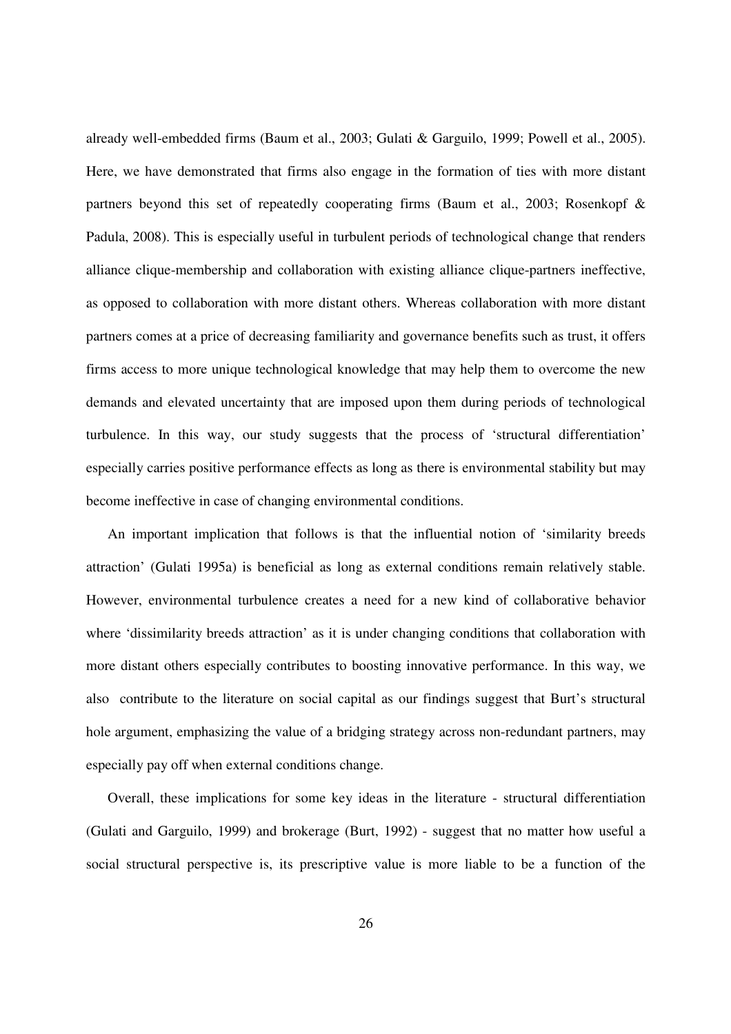already well-embedded firms (Baum et al., 2003; Gulati & Garguilo, 1999; Powell et al., 2005). Here, we have demonstrated that firms also engage in the formation of ties with more distant partners beyond this set of repeatedly cooperating firms (Baum et al., 2003; Rosenkopf & Padula, 2008). This is especially useful in turbulent periods of technological change that renders alliance clique-membership and collaboration with existing alliance clique-partners ineffective, as opposed to collaboration with more distant others. Whereas collaboration with more distant partners comes at a price of decreasing familiarity and governance benefits such as trust, it offers firms access to more unique technological knowledge that may help them to overcome the new demands and elevated uncertainty that are imposed upon them during periods of technological turbulence. In this way, our study suggests that the process of 'structural differentiation' especially carries positive performance effects as long as there is environmental stability but may become ineffective in case of changing environmental conditions.

An important implication that follows is that the influential notion of 'similarity breeds attraction' (Gulati 1995a) is beneficial as long as external conditions remain relatively stable. However, environmental turbulence creates a need for a new kind of collaborative behavior where 'dissimilarity breeds attraction' as it is under changing conditions that collaboration with more distant others especially contributes to boosting innovative performance. In this way, we also contribute to the literature on social capital as our findings suggest that Burt's structural hole argument, emphasizing the value of a bridging strategy across non-redundant partners, may especially pay off when external conditions change.

Overall, these implications for some key ideas in the literature - structural differentiation (Gulati and Garguilo, 1999) and brokerage (Burt, 1992) - suggest that no matter how useful a social structural perspective is, its prescriptive value is more liable to be a function of the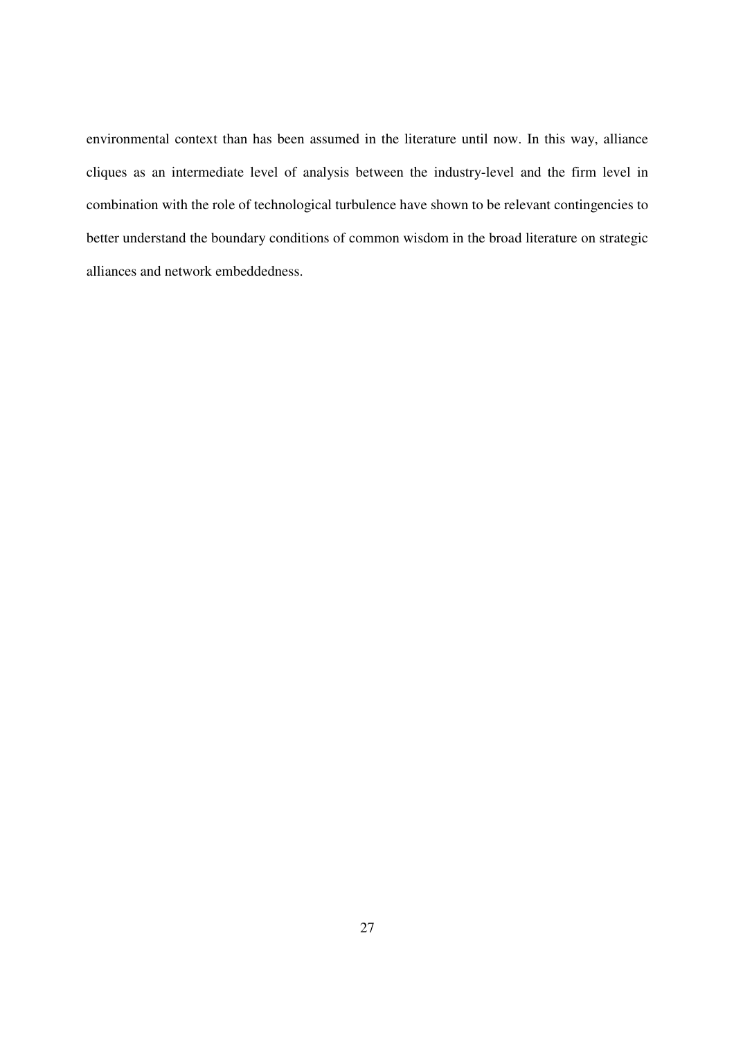environmental context than has been assumed in the literature until now. In this way, alliance cliques as an intermediate level of analysis between the industry-level and the firm level in combination with the role of technological turbulence have shown to be relevant contingencies to better understand the boundary conditions of common wisdom in the broad literature on strategic alliances and network embeddedness.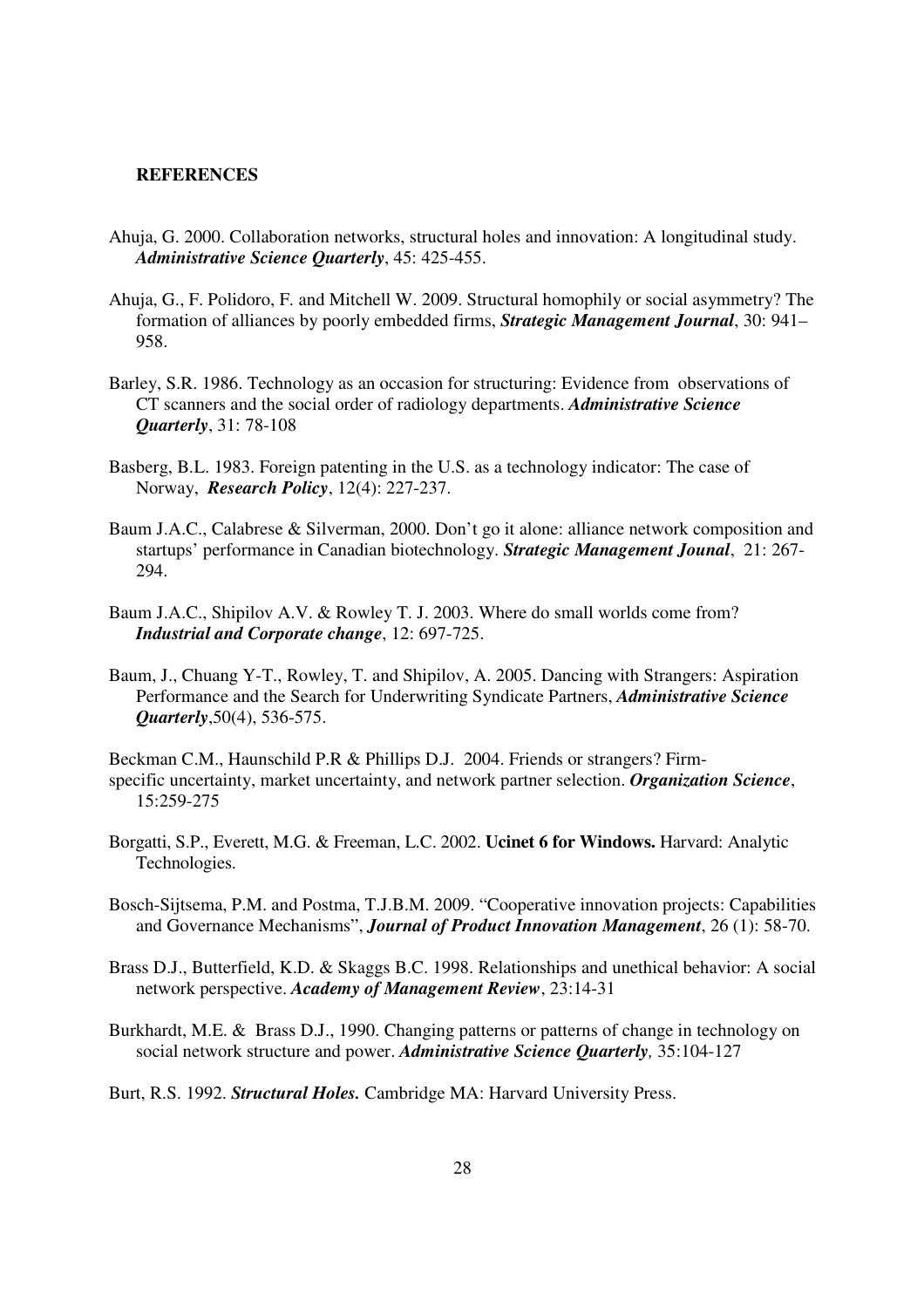**REFERENCES**

Ahuja, G. 2000. Collaboration networks, structural holes and innovation: A longitudinal study. ***Administrative Science Quarterly***, 45: 425-455.

Ahuja, G., F. Polidoro, F. and Mitchell W. 2009. Structural homophily or social asymmetry? The formation of alliances by poorly embedded firms, ***Strategic Management Journal***, 30: 941–958.

Barley, S.R. 1986. Technology as an occasion for structuring: Evidence from observations of CT scanners and the social order of radiology departments. ***Administrative Science Quarterly***, 31: 78-108

Basberg, B.L. 1983. Foreign patenting in the U.S. as a technology indicator: The case of Norway, ***Research Policy***, 12(4): 227-237.

Baum J.A.C., Calabrese & Silverman, 2000. Don't go it alone: alliance network composition and startups' performance in Canadian biotechnology. ***Strategic Management Jounal***, 21: 267-294.

Baum J.A.C., Shipilov A.V. & Rowley T. J. 2003. Where do small worlds come from? ***Industrial and Corporate change***, 12: 697-725.

Baum, J., Chuang Y-T., Rowley, T. and Shipilov, A. 2005. Dancing with Strangers: Aspiration Performance and the Search for Underwriting Syndicate Partners, ***Administrative Science Quarterly***,50(4), 536-575.

Beckman C.M., Haunschild P.R & Phillips D.J. 2004. Friends or strangers? Firm-specific uncertainty, market uncertainty, and network partner selection. ***Organization Science***, 15:259-275

Borgatti, S.P., Everett, M.G. & Freeman, L.C. 2002. **Ucinet 6 for Windows.** Harvard: Analytic Technologies.

Bosch-Sijtsema, P.M. and Postma, T.J.B.M. 2009. "Cooperative innovation projects: Capabilities and Governance Mechanisms", ***Journal of Product Innovation Management***, 26 (1): 58-70.

Brass D.J., Butterfield, K.D. & Skaggs B.C. 1998. Relationships and unethical behavior: A social network perspective. ***Academy of Management Review***, 23:14-31

Burkhardt, M.E. & Brass D.J., 1990. Changing patterns or patterns of change in technology on social network structure and power. ***Administrative Science Quarterly***, 35:104-127

Burt, R.S. 1992. ***Structural Holes.*** Cambridge MA: Harvard University Press.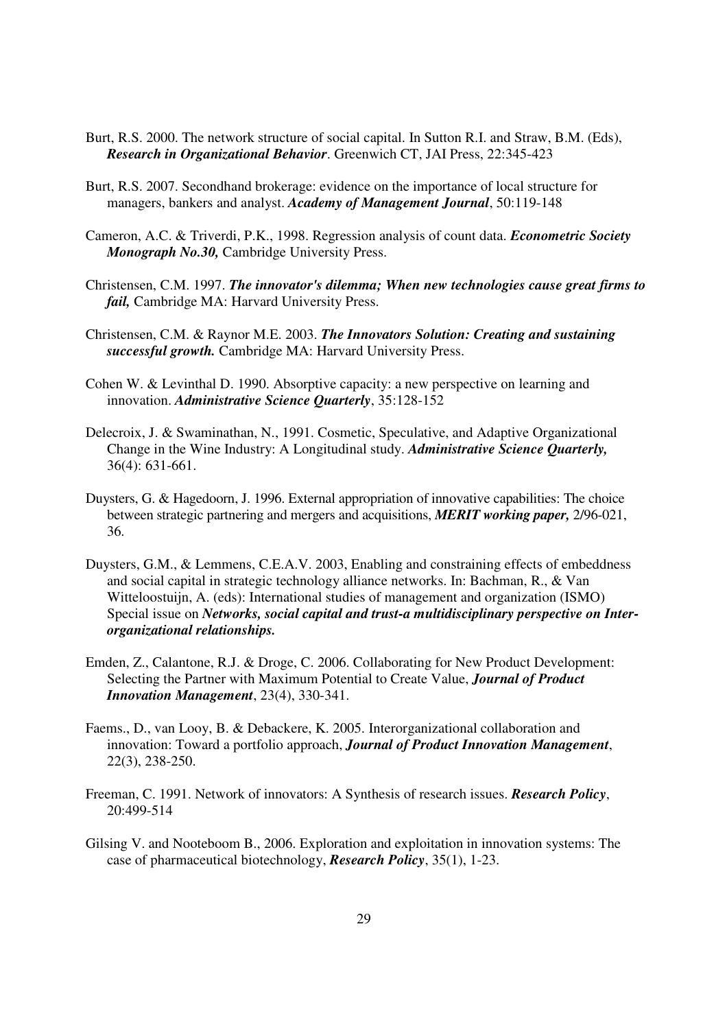Burt, R.S. 2000. The network structure of social capital. In Sutton R.I. and Straw, B.M. (Eds), ***Research in Organizational Behavior***. Greenwich CT, JAI Press, 22:345-423

Burt, R.S. 2007. Secondhand brokerage: evidence on the importance of local structure for managers, bankers and analyst. ***Academy of Management Journal***, 50:119-148

Cameron, A.C. & Triverdi, P.K., 1998. Regression analysis of count data. ***Econometric Society Monograph No.30,*** Cambridge University Press.

Christensen, C.M. 1997. ***The innovator's dilemma; When new technologies cause great firms to fail,*** Cambridge MA: Harvard University Press.

Christensen, C.M. & Raynor M.E. 2003. ***The Innovators Solution: Creating and sustaining successful growth.*** Cambridge MA: Harvard University Press.

Cohen W. & Levinthal D. 1990. Absorptive capacity: a new perspective on learning and innovation. ***Administrative Science Quarterly***, 35:128-152

Delecroix, J. & Swaminathan, N., 1991. Cosmetic, Speculative, and Adaptive Organizational Change in the Wine Industry: A Longitudinal study. ***Administrative Science Quarterly,*** 36(4): 631-661.

Duysters, G. & Hagedoorn, J. 1996. External appropriation of innovative capabilities: The choice between strategic partnering and mergers and acquisitions, ***MERIT working paper,*** 2/96-021, 36.

Duysters, G.M., & Lemmens, C.E.A.V. 2003, Enabling and constraining effects of embeddness and social capital in strategic technology alliance networks. In: Bachman, R., & Van Witteloostuijn, A. (eds): International studies of management and organization (ISMO) Special issue on ***Networks, social capital and trust-a multidisciplinary perspective on Inter-organizational relationships.***

Emden, Z., Calantone, R.J. & Droge, C. 2006. Collaborating for New Product Development: Selecting the Partner with Maximum Potential to Create Value, ***Journal of Product Innovation Management***, 23(4), 330-341.

Faems., D., van Looy, B. & Debackere, K. 2005. Interorganizational collaboration and innovation: Toward a portfolio approach, ***Journal of Product Innovation Management***, 22(3), 238-250.

Freeman, C. 1991. Network of innovators: A Synthesis of research issues. ***Research Policy***, 20:499-514

Gilsing V. and Nooteboom B., 2006. Exploration and exploitation in innovation systems: The case of pharmaceutical biotechnology, ***Research Policy***, 35(1), 1-23.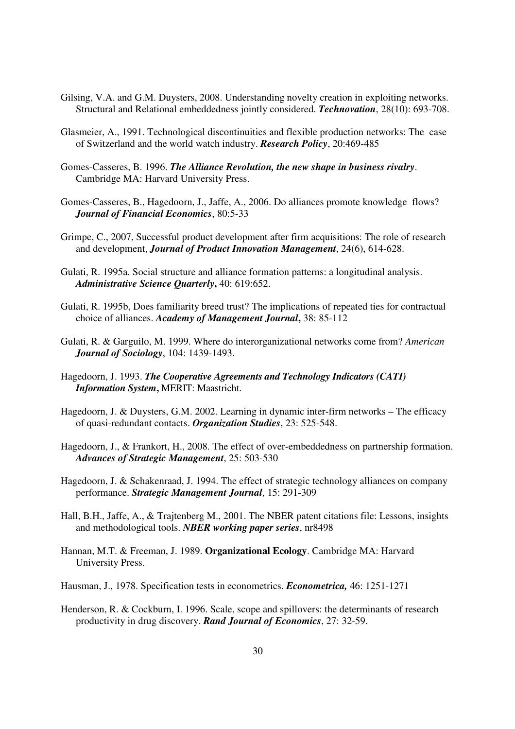Gilsing, V.A. and G.M. Duysters, 2008. Understanding novelty creation in exploiting networks. Structural and Relational embeddedness jointly considered. ***Technovation***, 28(10): 693-708.

Glasmeier, A., 1991. Technological discontinuities and flexible production networks: The case of Switzerland and the world watch industry. ***Research Policy***, 20:469-485

Gomes-Casseres, B. 1996. ***The Alliance Revolution, the new shape in business rivalry***. Cambridge MA: Harvard University Press.

Gomes-Casseres, B., Hagedoorn, J., Jaffe, A., 2006. Do alliances promote knowledge flows? ***Journal of Financial Economics***, 80:5-33

Grimpe, C., 2007, Successful product development after firm acquisitions: The role of research and development, ***Journal of Product Innovation Management***, 24(6), 614-628.

Gulati, R. 1995a. Social structure and alliance formation patterns: a longitudinal analysis. ***Administrative Science Quarterly*****,** 40: 619:652.

Gulati, R. 1995b, Does familiarity breed trust? The implications of repeated ties for contractual choice of alliances. ***Academy of Management Journal*****,** 38: 85-112

Gulati, R. & Garguilo, M. 1999. Where do interorganizational networks come from? *American* ***Journal of Sociology***, 104: 1439-1493.

Hagedoorn, J. 1993. ***The Cooperative Agreements and Technology Indicators (CATI) Information System*****,** MERIT: Maastricht.

Hagedoorn, J. & Duysters, G.M. 2002. Learning in dynamic inter-firm networks – The efficacy of quasi-redundant contacts. ***Organization Studies***, 23: 525-548.

Hagedoorn, J., & Frankort, H., 2008. The effect of over-embeddedness on partnership formation. ***Advances of Strategic Management***, 25: 503-530

Hagedoorn, J. & Schakenraad, J. 1994. The effect of strategic technology alliances on company performance. ***Strategic Management Journal***, 15: 291-309

Hall, B.H., Jaffe, A., & Trajtenberg M., 2001. The NBER patent citations file: Lessons, insights and methodological tools. ***NBER working paper series***, nr8498

Hannan, M.T. & Freeman, J. 1989. **Organizational Ecology**. Cambridge MA: Harvard University Press.

Hausman, J., 1978. Specification tests in econometrics. ***Econometrica,*** 46: 1251-1271

Henderson, R. & Cockburn, I. 1996. Scale, scope and spillovers: the determinants of research productivity in drug discovery. ***Rand Journal of Economics***, 27: 32-59.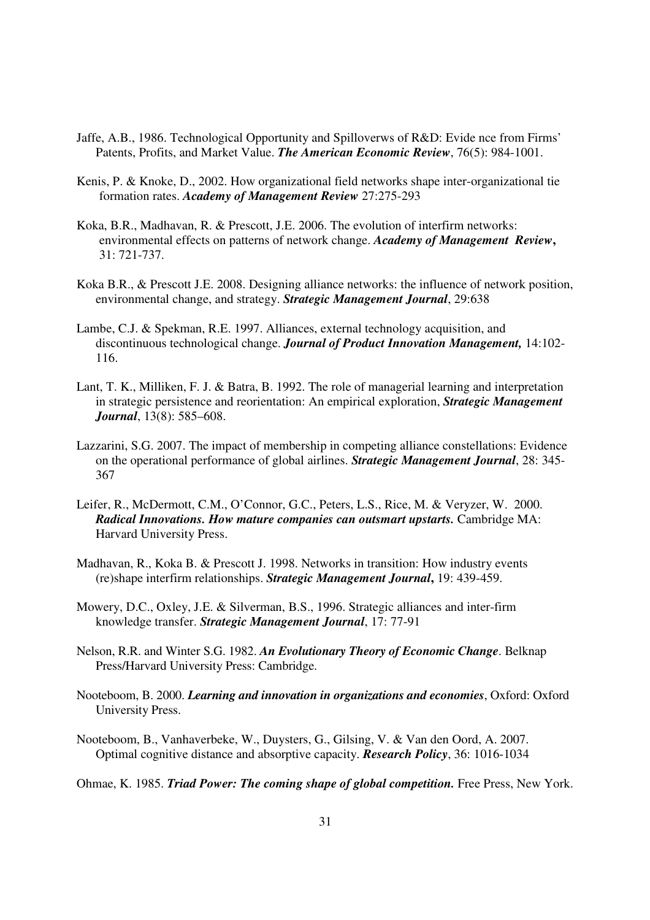Jaffe, A.B., 1986. Technological Opportunity and Spilloverws of R&D: Evide nce from Firms' Patents, Profits, and Market Value. ***The American Economic Review***, 76(5): 984-1001.

Kenis, P. & Knoke, D., 2002. How organizational field networks shape inter-organizational tie formation rates. ***Academy of Management Review*** 27:275-293

Koka, B.R., Madhavan, R. & Prescott, J.E. 2006. The evolution of interfirm networks: environmental effects on patterns of network change. ***Academy of Management Review*****,** 31: 721-737.

Koka B.R., & Prescott J.E. 2008. Designing alliance networks: the influence of network position, environmental change, and strategy. ***Strategic Management Journal***, 29:638

Lambe, C.J. & Spekman, R.E. 1997. Alliances, external technology acquisition, and discontinuous technological change. ***Journal of Product Innovation Management,*** 14:102-116.

Lant, T. K., Milliken, F. J. & Batra, B. 1992. The role of managerial learning and interpretation in strategic persistence and reorientation: An empirical exploration, ***Strategic Management Journal***, 13(8): 585–608.

Lazzarini, S.G. 2007. The impact of membership in competing alliance constellations: Evidence on the operational performance of global airlines. ***Strategic Management Journal***, 28: 345-367

Leifer, R., McDermott, C.M., O'Connor, G.C., Peters, L.S., Rice, M. & Veryzer, W. 2000. ***Radical Innovations. How mature companies can outsmart upstarts.*** Cambridge MA: Harvard University Press.

Madhavan, R., Koka B. & Prescott J. 1998. Networks in transition: How industry events (re)shape interfirm relationships. ***Strategic Management Journal*****,** 19: 439-459.

Mowery, D.C., Oxley, J.E. & Silverman, B.S., 1996. Strategic alliances and inter-firm knowledge transfer. ***Strategic Management Journal***, 17: 77-91

Nelson, R.R. and Winter S.G. 1982. ***An Evolutionary Theory of Economic Change***. Belknap Press/Harvard University Press: Cambridge.

Nooteboom, B. 2000. ***Learning and innovation in organizations and economies***, Oxford: Oxford University Press.

Nooteboom, B., Vanhaverbeke, W., Duysters, G., Gilsing, V. & Van den Oord, A. 2007. Optimal cognitive distance and absorptive capacity. ***Research Policy***, 36: 1016-1034

Ohmae, K. 1985. ***Triad Power: The coming shape of global competition.*** Free Press, New York.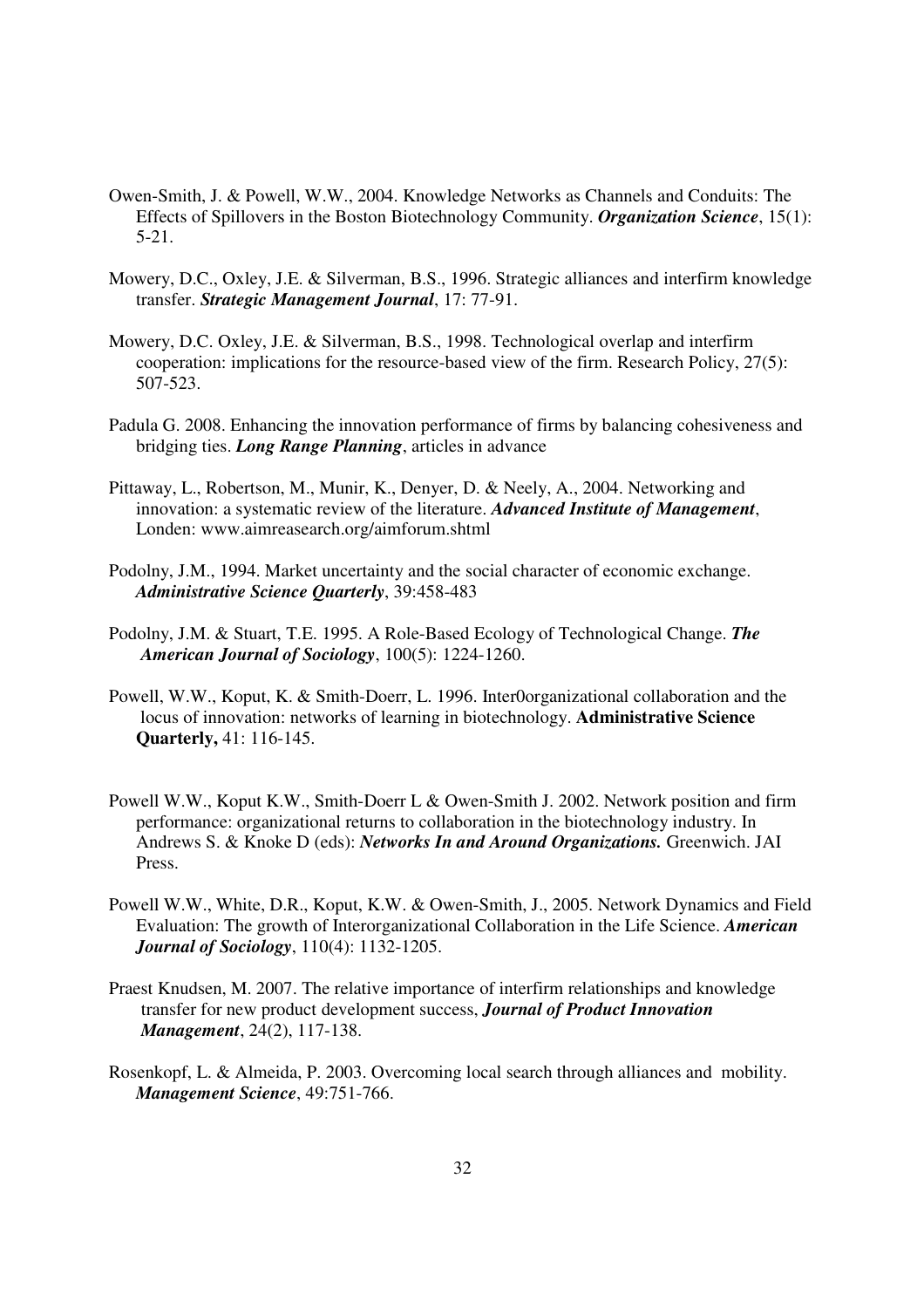Owen-Smith, J. & Powell, W.W., 2004. Knowledge Networks as Channels and Conduits: The Effects of Spillovers in the Boston Biotechnology Community. ***Organization Science***, 15(1): 5-21.

Mowery, D.C., Oxley, J.E. & Silverman, B.S., 1996. Strategic alliances and interfirm knowledge transfer. ***Strategic Management Journal***, 17: 77-91.

Mowery, D.C. Oxley, J.E. & Silverman, B.S., 1998. Technological overlap and interfirm cooperation: implications for the resource-based view of the firm. Research Policy, 27(5): 507-523.

Padula G. 2008. Enhancing the innovation performance of firms by balancing cohesiveness and bridging ties. ***Long Range Planning***, articles in advance

Pittaway, L., Robertson, M., Munir, K., Denyer, D. & Neely, A., 2004. Networking and innovation: a systematic review of the literature. ***Advanced Institute of Management***, Londen: www.aimreasearch.org/aimforum.shtml

Podolny, J.M., 1994. Market uncertainty and the social character of economic exchange. ***Administrative Science Quarterly***, 39:458-483

Podolny, J.M. & Stuart, T.E. 1995. A Role-Based Ecology of Technological Change. ***The American Journal of Sociology***, 100(5): 1224-1260.

Powell, W.W., Koput, K. & Smith-Doerr, L. 1996. Inter0organizational collaboration and the locus of innovation: networks of learning in biotechnology. **Administrative Science Quarterly,** 41: 116-145.

Powell W.W., Koput K.W., Smith-Doerr L & Owen-Smith J. 2002. Network position and firm performance: organizational returns to collaboration in the biotechnology industry. In Andrews S. & Knoke D (eds): ***Networks In and Around Organizations.*** Greenwich. JAI Press.

Powell W.W., White, D.R., Koput, K.W. & Owen-Smith, J., 2005. Network Dynamics and Field Evaluation: The growth of Interorganizational Collaboration in the Life Science. ***American Journal of Sociology***, 110(4): 1132-1205.

Praest Knudsen, M. 2007. The relative importance of interfirm relationships and knowledge transfer for new product development success, ***Journal of Product Innovation Management***, 24(2), 117-138.

Rosenkopf, L. & Almeida, P. 2003. Overcoming local search through alliances and mobility. ***Management Science***, 49:751-766.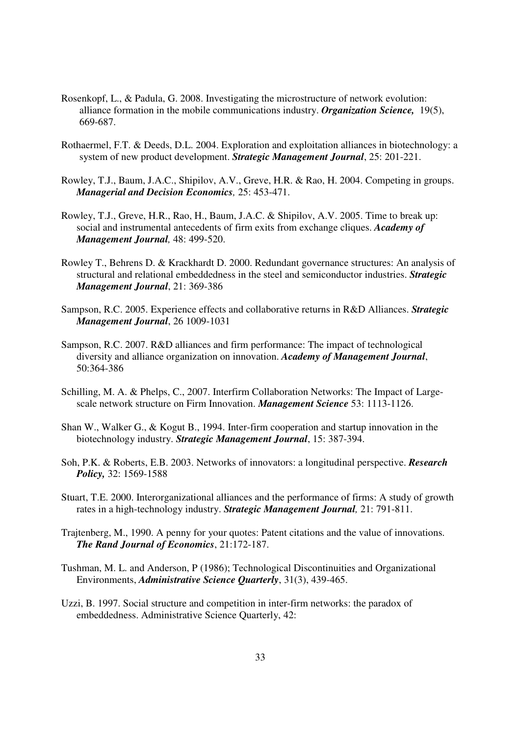Rosenkopf, L., & Padula, G. 2008. Investigating the microstructure of network evolution: alliance formation in the mobile communications industry. ***Organization Science,*** 19(5), 669-687.

Rothaermel, F.T. & Deeds, D.L. 2004. Exploration and exploitation alliances in biotechnology: a system of new product development. ***Strategic Management Journal***, 25: 201-221.

Rowley, T.J., Baum, J.A.C., Shipilov, A.V., Greve, H.R. & Rao, H. 2004. Competing in groups. ***Managerial and Decision Economics,*** 25: 453-471.

Rowley, T.J., Greve, H.R., Rao, H., Baum, J.A.C. & Shipilov, A.V. 2005. Time to break up: social and instrumental antecedents of firm exits from exchange cliques. ***Academy of Management Journal,*** 48: 499-520.

Rowley T., Behrens D. & Krackhardt D. 2000. Redundant governance structures: An analysis of structural and relational embeddedness in the steel and semiconductor industries. ***Strategic Management Journal***, 21: 369-386

Sampson, R.C. 2005. Experience effects and collaborative returns in R&D Alliances. ***Strategic Management Journal***, 26 1009-1031

Sampson, R.C. 2007. R&D alliances and firm performance: The impact of technological diversity and alliance organization on innovation. ***Academy of Management Journal***, 50:364-386

Schilling, M. A. & Phelps, C., 2007. Interfirm Collaboration Networks: The Impact of Large-scale network structure on Firm Innovation. ***Management Science*** 53: 1113-1126.

Shan W., Walker G., & Kogut B., 1994. Inter-firm cooperation and startup innovation in the biotechnology industry. ***Strategic Management Journal***, 15: 387-394.

Soh, P.K. & Roberts, E.B. 2003. Networks of innovators: a longitudinal perspective. ***Research Policy,*** 32: 1569-1588

Stuart, T.E. 2000. Interorganizational alliances and the performance of firms: A study of growth rates in a high-technology industry. ***Strategic Management Journal,*** 21: 791-811.

Trajtenberg, M., 1990. A penny for your quotes: Patent citations and the value of innovations. ***The Rand Journal of Economics***, 21:172-187.

Tushman, M. L. and Anderson, P (1986); Technological Discontinuities and Organizational Environments, ***Administrative Science Quarterly***, 31(3), 439-465.

Uzzi, B. 1997. Social structure and competition in inter-firm networks: the paradox of embeddedness. Administrative Science Quarterly, 42: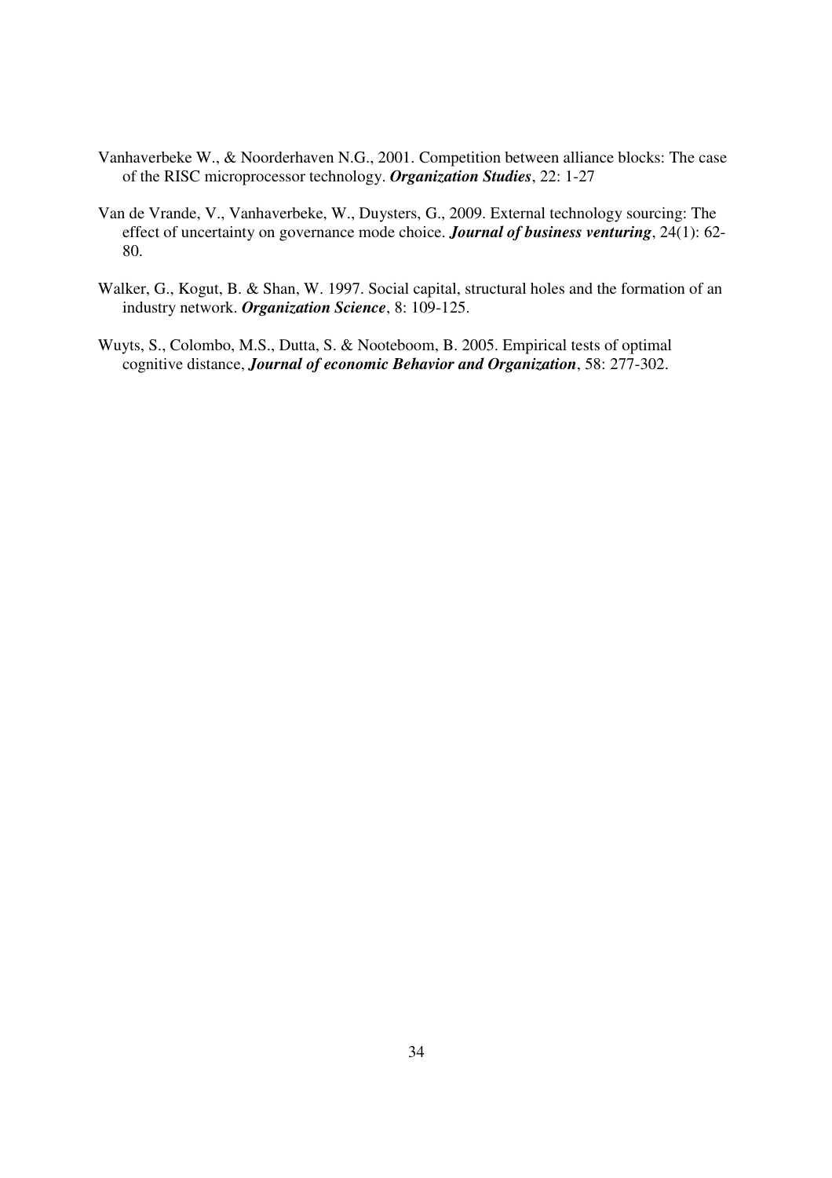Vanhaverbeke W., & Noorderhaven N.G., 2001. Competition between alliance blocks: The case of the RISC microprocessor technology. ***Organization Studies***, 22: 1-27

Van de Vrande, V., Vanhaverbeke, W., Duysters, G., 2009. External technology sourcing: The effect of uncertainty on governance mode choice. ***Journal of business venturing***, 24(1): 62-80.

Walker, G., Kogut, B. & Shan, W. 1997. Social capital, structural holes and the formation of an industry network. ***Organization Science***, 8: 109-125.

Wuyts, S., Colombo, M.S., Dutta, S. & Nooteboom, B. 2005. Empirical tests of optimal cognitive distance, ***Journal of economic Behavior and Organization***, 58: 277-302.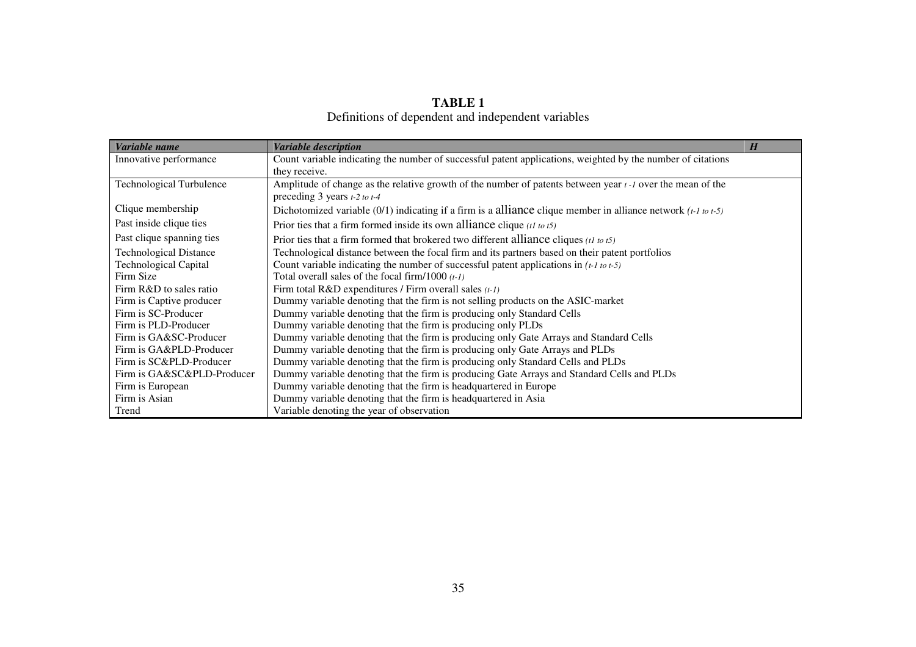**TABLE 1**
Definitions of dependent and independent variables

| *Variable name* | *Variable description* | *H* |
|---|---|---|
| Innovative performance | Count variable indicating the number of successful patent applications, weighted by the number of citations they receive. | |
| Technological Turbulence | Amplitude of change as the relative growth of the number of patents between year *t -1* over the mean of the preceding 3 years *t-2 to t-4* | |
| Clique membership | Dichotomized variable (0/1) indicating if a firm is a alliance clique member in alliance network *(t-1 to t-5)* | |
| Past inside clique ties | Prior ties that a firm formed inside its own alliance clique *(t1 to t5)* | |
| Past clique spanning ties | Prior ties that a firm formed that brokered two different alliance cliques *(t1 to t5)* | |
| Technological Distance | Technological distance between the focal firm and its partners based on their patent portfolios | |
| Technological Capital | Count variable indicating the number of successful patent applications in *(t-1 to t-5)* | |
| Firm Size | Total overall sales of the focal firm/1000 *(t-1)* | |
| Firm R&D to sales ratio | Firm total R&D expenditures / Firm overall sales *(t-1)* | |
| Firm is Captive producer | Dummy variable denoting that the firm is not selling products on the ASIC-market | |
| Firm is SC-Producer | Dummy variable denoting that the firm is producing only Standard Cells | |
| Firm is PLD-Producer | Dummy variable denoting that the firm is producing only PLDs | |
| Firm is GA&SC-Producer | Dummy variable denoting that the firm is producing only Gate Arrays and Standard Cells | |
| Firm is GA&PLD-Producer | Dummy variable denoting that the firm is producing only Gate Arrays and PLDs | |
| Firm is SC&PLD-Producer | Dummy variable denoting that the firm is producing only Standard Cells and PLDs | |
| Firm is GA&SC&PLD-Producer | Dummy variable denoting that the firm is producing Gate Arrays and Standard Cells and PLDs | |
| Firm is European | Dummy variable denoting that the firm is headquartered in Europe | |
| Firm is Asian | Dummy variable denoting that the firm is headquartered in Asia | |
| Trend | Variable denoting the year of observation | |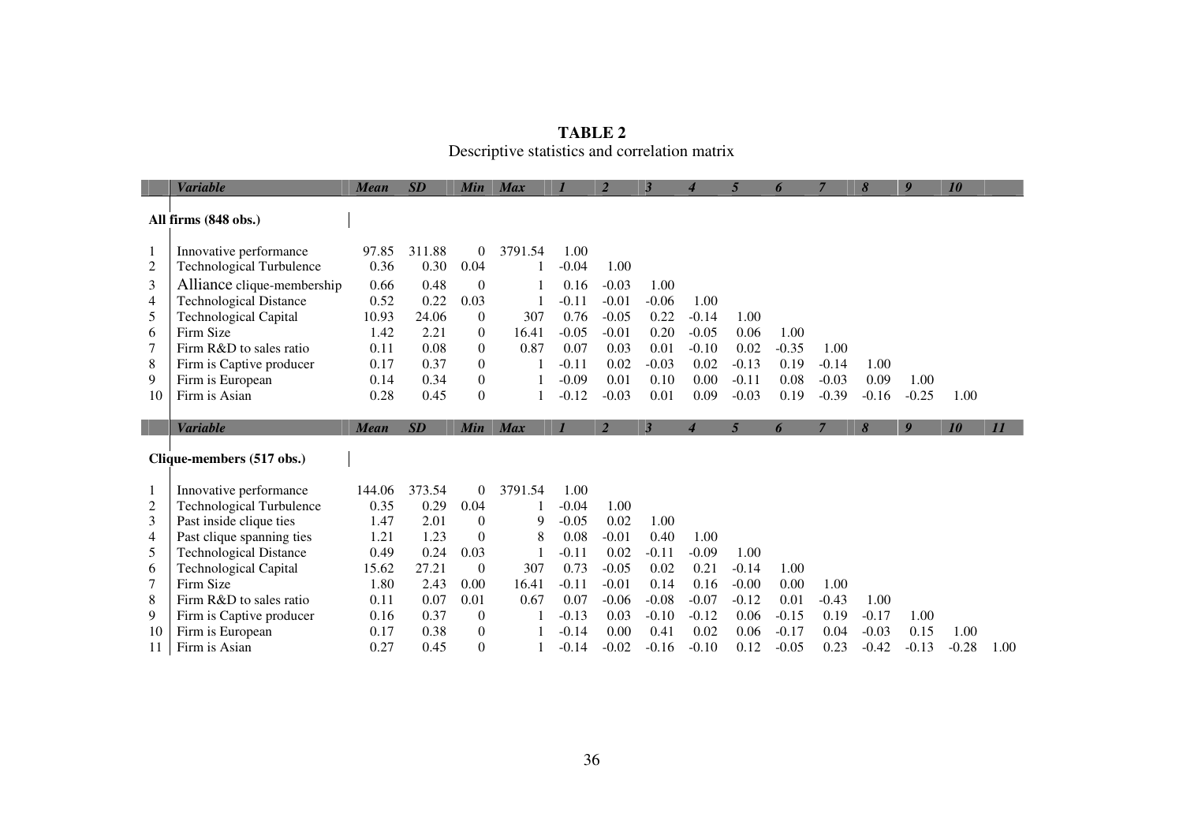**TABLE 2**
Descriptive statistics and correlation matrix

| | Variable | Mean | SD | Min | Max | 1 | 2 | 3 | 4 | 5 | 6 | 7 | 8 | 9 | 10 |
|---|---|---|---|---|---|---|---|---|---|---|---|---|---|---|---|
| **All firms (848 obs.)** | | | | | | | | | | | | | | | |
| 1 | Innovative performance | 97.85 | 311.88 | 0 | 3791.54 | 1.00 | | | | | | | | | |
| 2 | Technological Turbulence | 0.36 | 0.30 | 0.04 | 1 | -0.04 | 1.00 | | | | | | | | |
| 3 | Alliance clique-membership | 0.66 | 0.48 | 0 | 1 | 0.16 | -0.03 | 1.00 | | | | | | | |
| 4 | Technological Distance | 0.52 | 0.22 | 0.03 | 1 | -0.11 | -0.01 | -0.06 | 1.00 | | | | | | |
| 5 | Technological Capital | 10.93 | 24.06 | 0 | 307 | 0.76 | -0.05 | 0.22 | -0.14 | 1.00 | | | | | |
| 6 | Firm Size | 1.42 | 2.21 | 0 | 16.41 | -0.05 | -0.01 | 0.20 | -0.05 | 0.06 | 1.00 | | | | |
| 7 | Firm R&D to sales ratio | 0.11 | 0.08 | 0 | 0.87 | 0.07 | 0.03 | 0.01 | -0.10 | 0.02 | -0.35 | 1.00 | | | |
| 8 | Firm is Captive producer | 0.17 | 0.37 | 0 | 1 | -0.11 | 0.02 | -0.03 | 0.02 | -0.13 | 0.19 | -0.14 | 1.00 | | |
| 9 | Firm is European | 0.14 | 0.34 | 0 | 1 | -0.09 | 0.01 | 0.10 | 0.00 | -0.11 | 0.08 | -0.03 | 0.09 | 1.00 | |
| 10 | Firm is Asian | 0.28 | 0.45 | 0 | 1 | -0.12 | -0.03 | 0.01 | 0.09 | -0.03 | 0.19 | -0.39 | -0.16 | -0.25 | 1.00 |

| | Variable | Mean | SD | Min | Max | 1 | 2 | 3 | 4 | 5 | 6 | 7 | 8 | 9 | 10 | 11 |
|---|---|---|---|---|---|---|---|---|---|---|---|---|---|---|---|---|
| **Clique-members (517 obs.)** | | | | | | | | | | | | | | | | |
| 1 | Innovative performance | 144.06 | 373.54 | 0 | 3791.54 | 1.00 | | | | | | | | | | |
| 2 | Technological Turbulence | 0.35 | 0.29 | 0.04 | 1 | -0.04 | 1.00 | | | | | | | | | |
| 3 | Past inside clique ties | 1.47 | 2.01 | 0 | 9 | -0.05 | 0.02 | 1.00 | | | | | | | | |
| 4 | Past clique spanning ties | 1.21 | 1.23 | 0 | 8 | 0.08 | -0.01 | 0.40 | 1.00 | | | | | | | |
| 5 | Technological Distance | 0.49 | 0.24 | 0.03 | 1 | -0.11 | 0.02 | -0.11 | -0.09 | 1.00 | | | | | | |
| 6 | Technological Capital | 15.62 | 27.21 | 0 | 307 | 0.73 | -0.05 | 0.02 | 0.21 | -0.14 | 1.00 | | | | | |
| 7 | Firm Size | 1.80 | 2.43 | 0.00 | 16.41 | -0.11 | -0.01 | 0.14 | 0.16 | -0.00 | 0.00 | 1.00 | | | | |
| 8 | Firm R&D to sales ratio | 0.11 | 0.07 | 0.01 | 0.67 | 0.07 | -0.06 | -0.08 | -0.07 | -0.12 | 0.01 | -0.43 | 1.00 | | | |
| 9 | Firm is Captive producer | 0.16 | 0.37 | 0 | 1 | -0.13 | 0.03 | -0.10 | -0.12 | 0.06 | -0.15 | 0.19 | -0.17 | 1.00 | | |
| 10 | Firm is European | 0.17 | 0.38 | 0 | 1 | -0.14 | 0.00 | 0.41 | 0.02 | 0.06 | -0.17 | 0.04 | -0.03 | 0.15 | 1.00 | |
| 11 | Firm is Asian | 0.27 | 0.45 | 0 | 1 | -0.14 | -0.02 | -0.16 | -0.10 | 0.12 | -0.05 | 0.23 | -0.42 | -0.13 | -0.28 | 1.00 |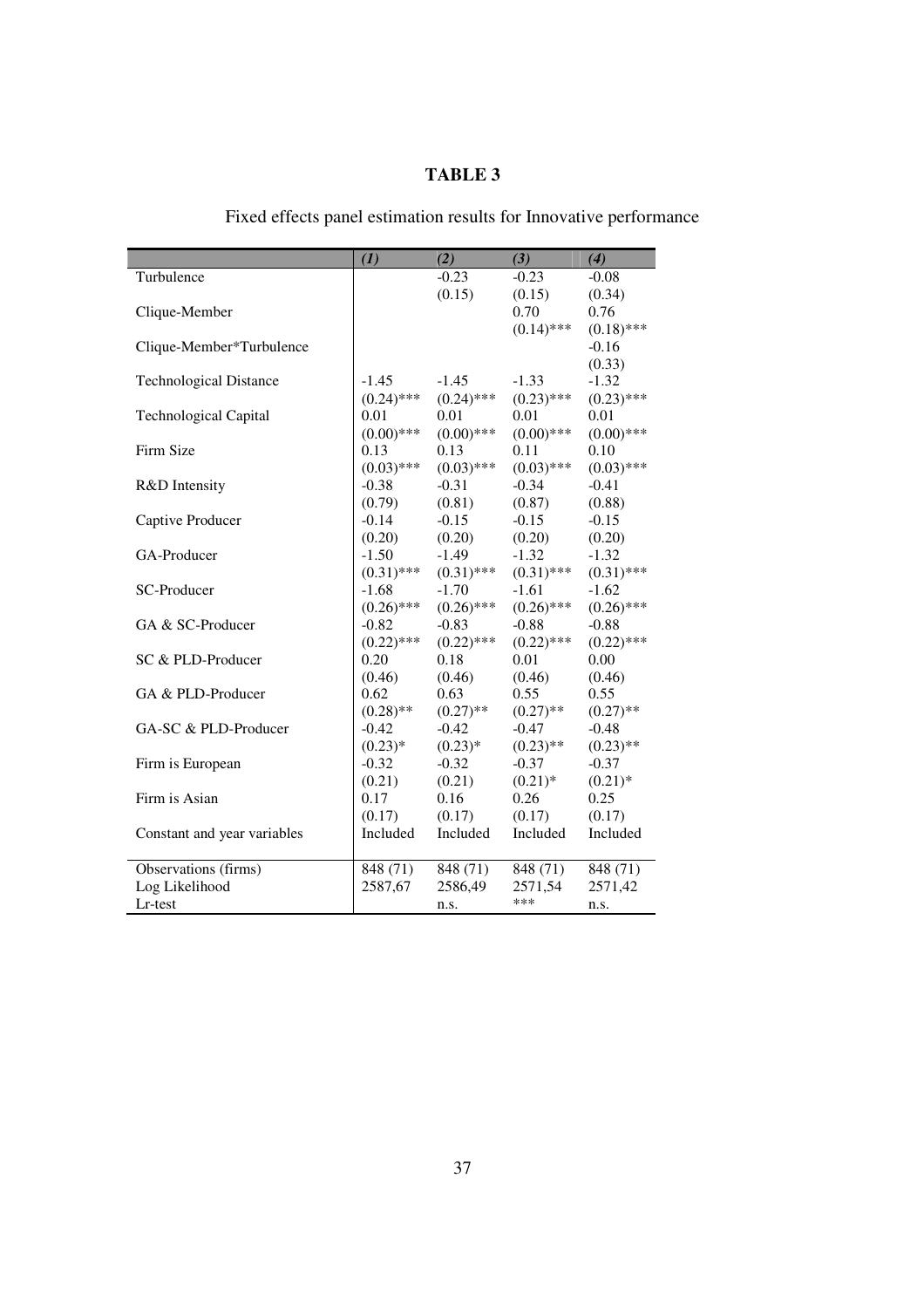# TABLE 3

Fixed effects panel estimation results for Innovative performance

| | *(1)* | *(2)* | *(3)* | *(4)* |
|---|---|---|---|---|
| Turbulence | | -0.23 | -0.23 | -0.08 |
| | | (0.15) | (0.15) | (0.34) |
| Clique-Member | | | 0.70 | 0.76 |
| | | | (0.14)*** | (0.18)*** |
| Clique-Member*Turbulence | | | | -0.16 |
| | | | | (0.33) |
| Technological Distance | -1.45 | -1.45 | -1.33 | -1.32 |
| | (0.24)*** | (0.24)*** | (0.23)*** | (0.23)*** |
| Technological Capital | 0.01 | 0.01 | 0.01 | 0.01 |
| | (0.00)*** | (0.00)*** | (0.00)*** | (0.00)*** |
| Firm Size | 0.13 | 0.13 | 0.11 | 0.10 |
| | (0.03)*** | (0.03)*** | (0.03)*** | (0.03)*** |
| R&D Intensity | -0.38 | -0.31 | -0.34 | -0.41 |
| | (0.79) | (0.81) | (0.87) | (0.88) |
| Captive Producer | -0.14 | -0.15 | -0.15 | -0.15 |
| | (0.20) | (0.20) | (0.20) | (0.20) |
| GA-Producer | -1.50 | -1.49 | -1.32 | -1.32 |
| | (0.31)*** | (0.31)*** | (0.31)*** | (0.31)*** |
| SC-Producer | -1.68 | -1.70 | -1.61 | -1.62 |
| | (0.26)*** | (0.26)*** | (0.26)*** | (0.26)*** |
| GA & SC-Producer | -0.82 | -0.83 | -0.88 | -0.88 |
| | (0.22)*** | (0.22)*** | (0.22)*** | (0.22)*** |
| SC & PLD-Producer | 0.20 | 0.18 | 0.01 | 0.00 |
| | (0.46) | (0.46) | (0.46) | (0.46) |
| GA & PLD-Producer | 0.62 | 0.63 | 0.55 | 0.55 |
| | (0.28)** | (0.27)** | (0.27)** | (0.27)** |
| GA-SC & PLD-Producer | -0.42 | -0.42 | -0.47 | -0.48 |
| | (0.23)* | (0.23)* | (0.23)** | (0.23)** |
| Firm is European | -0.32 | -0.32 | -0.37 | -0.37 |
| | (0.21) | (0.21) | (0.21)* | (0.21)* |
| Firm is Asian | 0.17 | 0.16 | 0.26 | 0.25 |
| | (0.17) | (0.17) | (0.17) | (0.17) |
| Constant and year variables | Included | Included | Included | Included |
| Observations (firms) | 848 (71) | 848 (71) | 848 (71) | 848 (71) |
| Log Likelihood | 2587,67 | 2586,49 | 2571,54 | 2571,42 |
| Lr-test | | n.s. | *** | n.s. |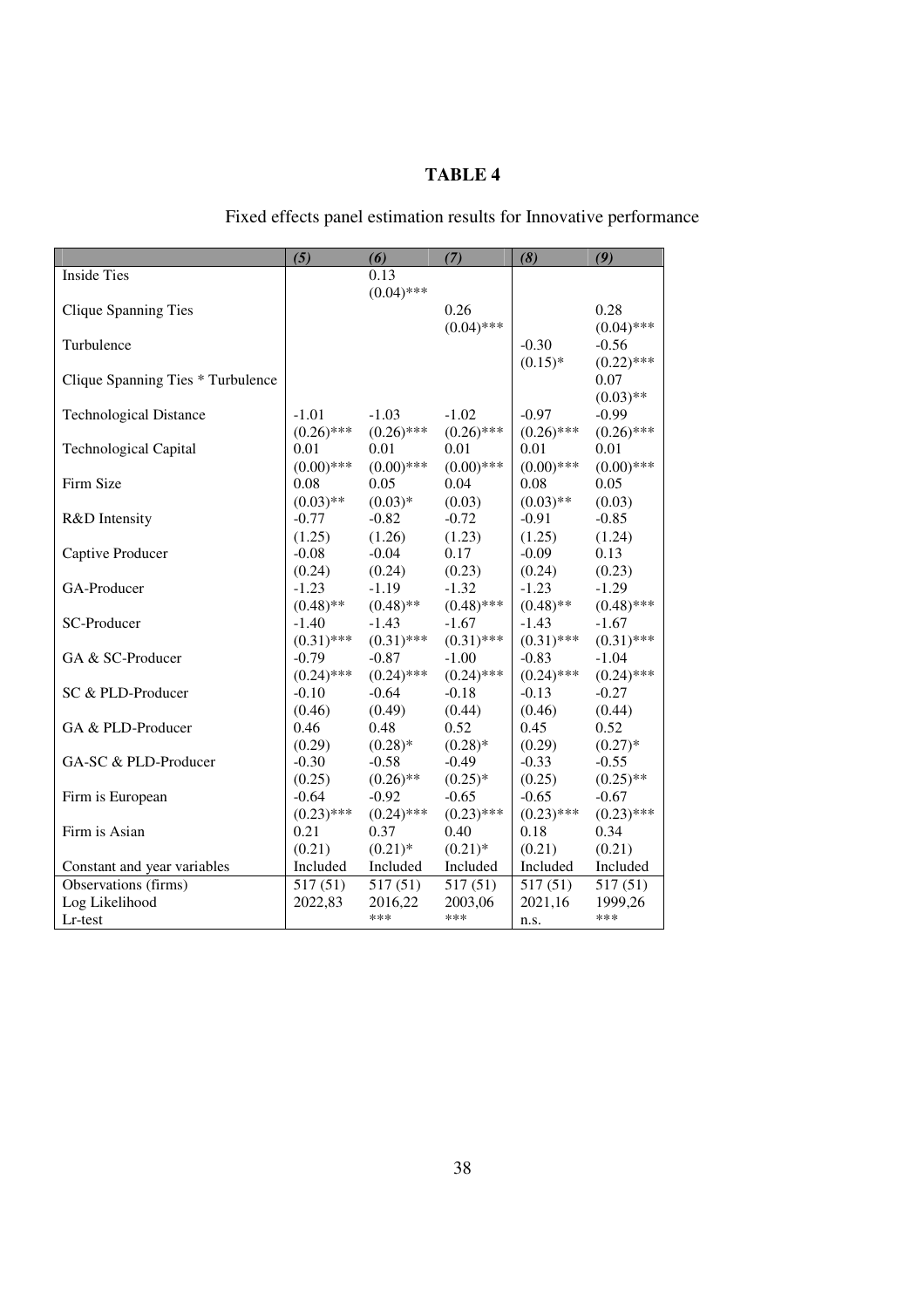# TABLE 4

Fixed effects panel estimation results for Innovative performance

| | *(5)* | *(6)* | *(7)* | *(8)* | *(9)* |
|---|---|---|---|---|---|
| Inside Ties | | 0.13 | | | |
| | | (0.04)*** | | | |
| Clique Spanning Ties | | | 0.26 | | 0.28 |
| | | | (0.04)*** | | (0.04)*** |
| Turbulence | | | | -0.30 | -0.56 |
| | | | | (0.15)* | (0.22)*** |
| Clique Spanning Ties * Turbulence | | | | | 0.07 |
| | | | | | (0.03)** |
| Technological Distance | -1.01 | -1.03 | -1.02 | -0.97 | -0.99 |
| | (0.26)*** | (0.26)*** | (0.26)*** | (0.26)*** | (0.26)*** |
| Technological Capital | 0.01 | 0.01 | 0.01 | 0.01 | 0.01 |
| | (0.00)*** | (0.00)*** | (0.00)*** | (0.00)*** | (0.00)*** |
| Firm Size | 0.08 | 0.05 | 0.04 | 0.08 | 0.05 |
| | (0.03)** | (0.03)* | (0.03) | (0.03)** | (0.03) |
| R&D Intensity | -0.77 | -0.82 | -0.72 | -0.91 | -0.85 |
| | (1.25) | (1.26) | (1.23) | (1.25) | (1.24) |
| Captive Producer | -0.08 | -0.04 | 0.17 | -0.09 | 0.13 |
| | (0.24) | (0.24) | (0.23) | (0.24) | (0.23) |
| GA-Producer | -1.23 | -1.19 | -1.32 | -1.23 | -1.29 |
| | (0.48)** | (0.48)** | (0.48)*** | (0.48)** | (0.48)*** |
| SC-Producer | -1.40 | -1.43 | -1.67 | -1.43 | -1.67 |
| | (0.31)*** | (0.31)*** | (0.31)*** | (0.31)*** | (0.31)*** |
| GA & SC-Producer | -0.79 | -0.87 | -1.00 | -0.83 | -1.04 |
| | (0.24)*** | (0.24)*** | (0.24)*** | (0.24)*** | (0.24)*** |
| SC & PLD-Producer | -0.10 | -0.64 | -0.18 | -0.13 | -0.27 |
| | (0.46) | (0.49) | (0.44) | (0.46) | (0.44) |
| GA & PLD-Producer | 0.46 | 0.48 | 0.52 | 0.45 | 0.52 |
| | (0.29) | (0.28)* | (0.28)* | (0.29) | (0.27)* |
| GA-SC & PLD-Producer | -0.30 | -0.58 | -0.49 | -0.33 | -0.55 |
| | (0.25) | (0.26)** | (0.25)* | (0.25) | (0.25)** |
| Firm is European | -0.64 | -0.92 | -0.65 | -0.65 | -0.67 |
| | (0.23)*** | (0.24)*** | (0.23)*** | (0.23)*** | (0.23)*** |
| Firm is Asian | 0.21 | 0.37 | 0.40 | 0.18 | 0.34 |
| | (0.21) | (0.21)* | (0.21)* | (0.21) | (0.21) |
| Constant and year variables | Included | Included | Included | Included | Included |
| Observations (firms) | 517 (51) | 517 (51) | 517 (51) | 517 (51) | 517 (51) |
| Log Likelihood | 2022,83 | 2016,22 | 2003,06 | 2021,16 | 1999,26 |
| Lr-test | | *** | *** | n.s. | *** |